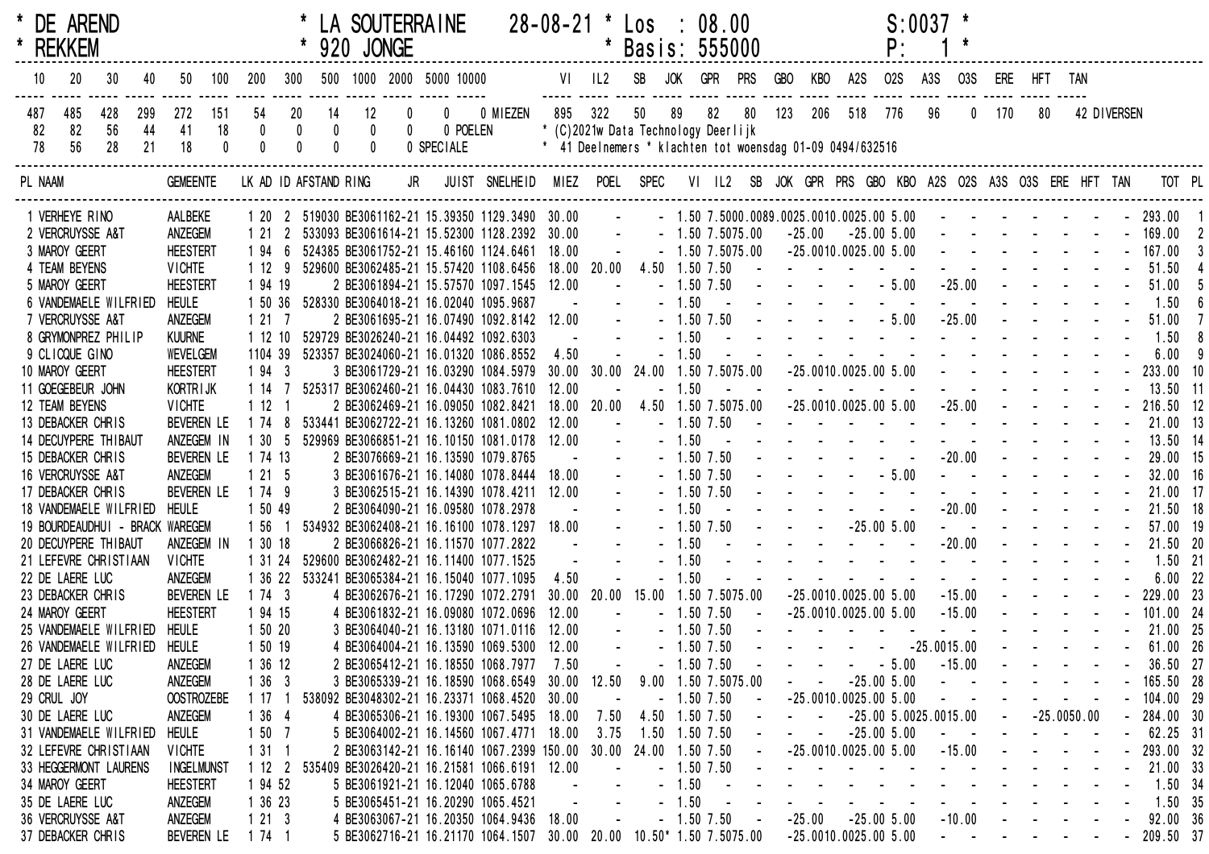\* DE AREND \* LA SOUTERRAINE 28-08-21 \* Los : 08.00 S:0037 \*
\* REKKEM \* 920 JONGE \* Basis: 555000 P: 1 \*

| 10 | 20 | 30 | 40 | 50 | 100 | 200 | 300 | 500 | 1000 | 2000 | 5000 | 10000 | |
|---|---|---|---|---|---|---|---|---|---|---|---|---|---|
| 487 | 485 | 428 | 299 | 272 | 151 | 54 | 20 | 14 | 12 | 0 | 0 | 0 | MIEZEN |
| 82 | 82 | 56 | 44 | 41 | 18 | 0 | 0 | 0 | 0 | 0 | | 0 | POELEN |
| 78 | 56 | 28 | 21 | 18 | 0 | 0 | 0 | 0 | 0 | | | 0 | SPECIALE |

| VI | IL2 | SB | JOK | GPR | PRS | GBO | KBO | A2S | O2S | A3S | O3S | ERE | HFT | TAN | |
|---|---|---|---|---|---|---|---|---|---|---|---|---|---|---|---|
| 895 | 322 | 50 | 89 | 82 | 80 | 123 | 206 | 518 | 776 | 96 | 0 | 170 | 80 | 42 | DIVERSEN |

\* (C)2021w Data Technology Deerlijk
\* 41 Deelnemers \* klachten tot woensdag 01-09 0494/632516

| PL | NAAM | GEMEENTE | LK | AD | ID | AFSTAND | RING | JR | JUIST | SNELHEID | MIEZ | POEL | SPEC | VI | IL2 | SB | JOK | GPR | PRS | GBO | KBO | A2S | O2S | A3S | O3S | ERE | HFT | TAN | TOT | PL |
|---|---|---|---|---|---|---|---|---|---|---|---|---|---|---|---|---|---|---|---|---|---|---|---|---|---|---|---|---|---|---|
| 1 | VERHEYE RINO | AALBEKE | 1 | 20 | 2 | 519030 | BE3061162-21 | | 15.39350 | 1129.3490 | 30.00 | - | - | 1.50 | 7.50 | 100.00 | 89.00 | 25.00 | 10.00 | 25.00 | 5.00 | - | - | - | - | - | - | - | 293.00 | 1 |
| 2 | VERCRUYSSE A&T | ANZEGEM | 1 | 21 | 2 | 533093 | BE3061614-21 | | 15.52300 | 1128.2392 | 30.00 | - | - | 1.50 | 7.50 | 75.00 | - | 25.00 | - | 25.00 | 5.00 | - | - | - | - | - | - | - | 169.00 | 2 |
| 3 | MAROY GEERT | HEESTERT | 1 | 94 | 6 | 524385 | BE3061752-21 | | 15.46160 | 1124.6461 | 18.00 | - | - | 1.50 | 7.50 | 75.00 | - | 25.00 | 10.00 | 25.00 | 5.00 | - | - | - | - | - | - | - | 167.00 | 3 |
| 4 | TEAM BEYENS | VICHTE | 1 | 12 | 9 | 529600 | BE3062485-21 | | 15.57420 | 1108.6456 | 18.00 | 20.00 | 4.50 | 1.50 | 7.50 | - | - | - | - | - | - | - | - | - | - | - | - | - | 51.50 | 4 |
| 5 | MAROY GEERT | HEESTERT | 1 | 94 | 19 | 2 | BE3061894-21 | | 15.57570 | 1097.1545 | 12.00 | - | - | 1.50 | 7.50 | - | - | - | - | - | 5.00 | - | 25.00 | - | - | - | - | - | 51.00 | 5 |
| 6 | VANDEMAELE WILFRIED | HEULE | 1 | 50 | 36 | 528330 | BE3064018-21 | | 16.02040 | 1095.9687 | - | - | - | 1.50 | | | | | | | | | | | | | | | 1.50 | 6 |
| 7 | VERCRUYSSE A&T | ANZEGEM | 1 | 21 | 7 | 2 | BE3061695-21 | | 16.07490 | 1092.8142 | 12.00 | - | - | 1.50 | 7.50 | - | - | - | - | - | 5.00 | - | 25.00 | - | - | - | - | - | 51.00 | 7 |
| 8 | GRYMONPREZ PHILIP | KUURNE | 1 | 12 | 10 | 529729 | BE3026240-21 | | 16.04492 | 1092.6303 | - | - | - | 1.50 | | | | | | | | | | | | | | | 1.50 | 8 |
| 9 | CLICQUE GINO | WEVELGEM | 1 | 104 | 39 | 523357 | BE3024060-21 | | 16.01320 | 1086.8552 | 4.50 | - | - | 1.50 | | | | | | | | | | | | | | | 6.00 | 9 |
| 10 | MAROY GEERT | HEESTERT | 1 | 94 | 3 | 3 | BE3061729-21 | | 16.03290 | 1084.5979 | 30.00 | 30.00 | 24.00 | 1.50 | 7.50 | 75.00 | - | 25.00 | 10.00 | 25.00 | 5.00 | - | - | - | - | - | - | - | 233.00 | 10 |
| 11 | GOEGEBEUR JOHN | KORTRIJK | 1 | 14 | 7 | 525317 | BE3062460-21 | | 16.04430 | 1083.7610 | 12.00 | - | - | 1.50 | - | - | - | - | - | - | - | - | - | - | - | - | - | - | 13.50 | 11 |
| 12 | TEAM BEYENS | VICHTE | 1 | 12 | 1 | 2 | BE3062469-21 | | 16.09050 | 1082.8421 | 18.00 | 20.00 | 4.50 | 1.50 | 7.50 | 75.00 | - | 25.00 | 10.00 | 25.00 | 5.00 | - | 25.00 | - | - | - | - | - | 216.50 | 12 |
| 13 | DEBACKER CHRIS | BEVEREN LE | 1 | 74 | 8 | 533441 | BE3062722-21 | | 16.13260 | 1081.0802 | 12.00 | - | - | 1.50 | 7.50 | - | - | - | - | - | - | - | - | - | - | - | - | - | 21.00 | 13 |
| 14 | DECUYPERE THIBAUT | ANZEGEM IN | 1 | 30 | 5 | 529969 | BE3066851-21 | | 16.10150 | 1081.0178 | 12.00 | - | - | 1.50 | - | - | - | - | - | - | - | - | - | - | - | - | - | - | 13.50 | 14 |
| 15 | DEBACKER CHRIS | BEVEREN LE | 1 | 74 | 13 | 2 | BE3076669-21 | | 16.13590 | 1079.8765 | - | - | - | 1.50 | 7.50 | - | - | - | - | - | - | - | 20.00 | - | - | - | - | - | 29.00 | 15 |
| 16 | VERCRUYSSE A&T | ANZEGEM | 1 | 21 | 5 | 3 | BE3061676-21 | | 16.14080 | 1078.8444 | 18.00 | - | - | 1.50 | 7.50 | - | - | - | - | - | 5.00 | - | - | - | - | - | - | - | 32.00 | 16 |
| 17 | DEBACKER CHRIS | BEVEREN LE | 1 | 74 | 9 | 3 | BE3062515-21 | | 16.14390 | 1078.4211 | 12.00 | - | - | 1.50 | 7.50 | - | - | - | - | - | - | - | - | - | - | - | - | - | 21.00 | 17 |
| 18 | VANDEMAELE WILFRIED | HEULE | 1 | 50 | 49 | 2 | BE3064090-21 | | 16.09580 | 1078.2978 | - | - | - | 1.50 | - | - | - | - | - | - | - | - | 20.00 | - | - | - | - | - | 21.50 | 18 |
| 19 | BOURDEAUDHUI - BRACK | WAREGEM | 1 | 56 | 1 | 534932 | BE3062408-21 | | 16.16100 | 1078.1297 | 18.00 | - | - | 1.50 | 7.50 | - | - | - | - | 25.00 | 5.00 | - | - | - | - | - | - | - | 57.00 | 19 |
| 20 | DECUYPERE THIBAUT | ANZEGEM IN | 1 | 30 | 18 | 2 | BE3066826-21 | | 16.11570 | 1077.2822 | - | - | - | 1.50 | - | - | - | - | - | - | - | - | 20.00 | - | - | - | - | - | 21.50 | 20 |
| 21 | LEFEVRE CHRISTIAAN | VICHTE | 1 | 31 | 24 | 529600 | BE3062482-21 | | 16.11400 | 1077.1525 | - | - | - | 1.50 | - | - | - | - | - | - | - | - | - | - | - | - | - | - | 1.50 | 21 |
| 22 | DE LAERE LUC | ANZEGEM | 1 | 36 | 22 | 533241 | BE3065384-21 | | 16.15040 | 1077.1095 | 4.50 | - | - | 1.50 | - | - | - | - | - | - | - | - | - | - | - | - | - | - | 6.00 | 22 |
| 23 | DEBACKER CHRIS | BEVEREN LE | 1 | 74 | 3 | 4 | BE3062676-21 | | 16.17290 | 1072.2791 | 30.00 | 20.00 | 15.00 | 1.50 | 7.50 | 75.00 | - | 25.00 | 10.00 | 25.00 | 5.00 | - | 15.00 | - | - | - | - | - | 229.00 | 23 |
| 24 | MAROY GEERT | HEESTERT | 1 | 94 | 15 | 4 | BE3061832-21 | | 16.09080 | 1072.0696 | 12.00 | - | - | 1.50 | 7.50 | - | - | 25.00 | 10.00 | 25.00 | 5.00 | - | 15.00 | - | - | - | - | - | 101.00 | 24 |
| 25 | VANDEMAELE WILFRIED | HEULE | 1 | 50 | 20 | 3 | BE3064040-21 | | 16.13180 | 1071.0116 | 12.00 | - | - | 1.50 | 7.50 | - | - | - | - | - | - | - | - | - | - | - | - | - | 21.00 | 25 |
| 26 | VANDEMAELE WILFRIED | HEULE | 1 | 50 | 19 | 4 | BE3064004-21 | | 16.13590 | 1069.5300 | 12.00 | - | - | 1.50 | 7.50 | - | - | - | - | - | - | 25.00 | 15.00 | - | - | - | - | - | 61.00 | 26 |
| 27 | DE LAERE LUC | ANZEGEM | 1 | 36 | 12 | 2 | BE3065412-21 | | 16.18550 | 1068.7977 | 7.50 | - | - | 1.50 | 7.50 | - | - | - | - | - | 5.00 | - | 15.00 | - | - | - | - | - | 36.50 | 27 |
| 28 | DE LAERE LUC | ANZEGEM | 1 | 36 | 3 | 3 | BE3065339-21 | | 16.18590 | 1068.6549 | 30.00 | 12.50 | 9.00 | 1.50 | 7.50 | 75.00 | - | - | - | 25.00 | 5.00 | - | - | - | - | - | - | - | 165.50 | 28 |
| 29 | CRUL JOY | OOSTROZEBE | 1 | 17 | 1 | 538092 | BE3048302-21 | | 16.23371 | 1068.4520 | 30.00 | - | - | 1.50 | 7.50 | - | - | 25.00 | 10.00 | 25.00 | 5.00 | - | - | - | - | - | - | - | 104.00 | 29 |
| 30 | DE LAERE LUC | ANZEGEM | 1 | 36 | 4 | 4 | BE3065306-21 | | 16.19300 | 1067.5495 | 18.00 | 7.50 | 4.50 | 1.50 | 7.50 | - | - | - | - | 25.00 | 5.00 | 25.00 | 15.00 | - | - | 25.00 | 50.00 | - | 284.00 | 30 |
| 31 | VANDEMAELE WILFRIED | HEULE | 1 | 50 | 7 | 5 | BE3064002-21 | | 16.14560 | 1067.4771 | 18.00 | 3.75 | 1.50 | 1.50 | 7.50 | - | - | - | - | 25.00 | 5.00 | - | - | - | - | - | - | - | 62.25 | 31 |
| 32 | LEFEVRE CHRISTIAAN | VICHTE | 1 | 31 | 1 | 2 | BE3063142-21 | | 16.16140 | 1067.2399 | 150.00 | 30.00 | 24.00 | 1.50 | 7.50 | - | - | 25.00 | 10.00 | 25.00 | 5.00 | - | 15.00 | - | - | - | - | - | 293.00 | 32 |
| 33 | HEGGERMONT LAURENS | INGELMUNST | 1 | 12 | 2 | 535409 | BE3026420-21 | | 16.21581 | 1066.6191 | 12.00 | - | - | 1.50 | 7.50 | - | - | - | - | - | - | - | - | - | - | - | - | - | 21.00 | 33 |
| 34 | MAROY GEERT | HEESTERT | 1 | 94 | 52 | 5 | BE3061921-21 | | 16.12040 | 1065.6788 | - | - | - | 1.50 | - | - | - | - | - | - | - | - | - | - | - | - | - | - | 1.50 | 34 |
| 35 | DE LAERE LUC | ANZEGEM | 1 | 36 | 23 | 5 | BE3065451-21 | | 16.20290 | 1065.4521 | - | - | - | 1.50 | - | - | - | - | - | - | - | - | - | - | - | - | - | - | 1.50 | 35 |
| 36 | VERCRUYSSE A&T | ANZEGEM | 1 | 21 | 3 | 4 | BE3063067-21 | | 16.20350 | 1064.9436 | 18.00 | - | - | 1.50 | 7.50 | - | - | 25.00 | - | 25.00 | 5.00 | - | 10.00 | - | - | - | - | - | 92.00 | 36 |
| 37 | DEBACKER CHRIS | BEVEREN LE | 1 | 74 | 1 | 5 | BE3062716-21 | | 16.21170 | 1064.1507 | 30.00 | 20.00 | 10.50* | 1.50 | 7.50 | 75.00 | - | 25.00 | 10.00 | 25.00 | 5.00 | - | - | - | - | - | - | - | 209.50 | 37 |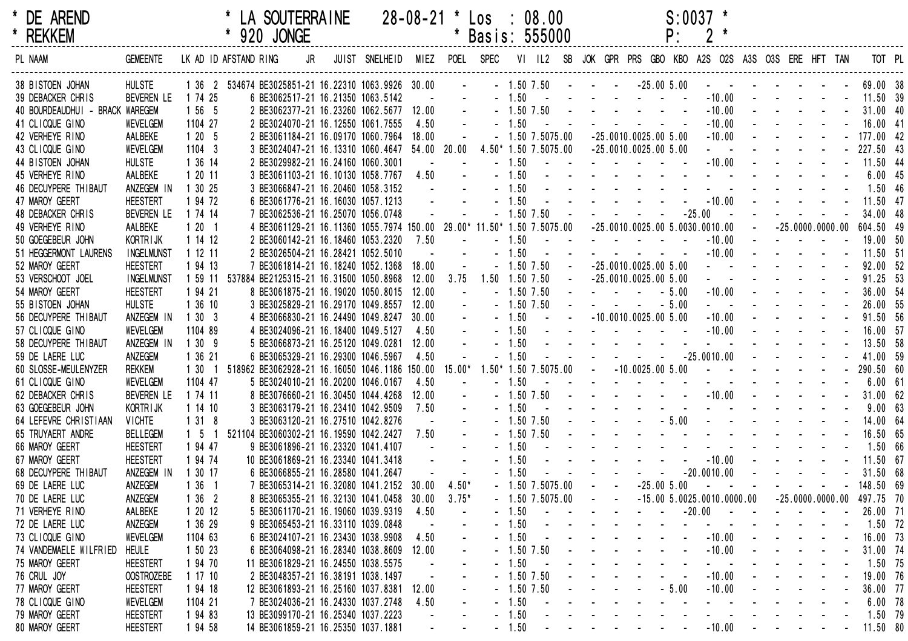\* DE AREND \* LA SOUTERRAINE 28-08-21 \* Los : 08.00 S:0037 \*
\* REKKEM \* 920 JONGE \* Basis: 555000 P: 2 \*

| PL | NAAM | GEMEENTE | LK | AD | ID | AFSTAND | RING JR | JUIST | SNELHEID | MIEZ | POEL | SPEC | VI | IL2 | SB | JOK | GPR | PRS | GBO | KBO | A2S | O2S | A3S | O3S | ERE | HFT | TAN | TOT | PL |
|---|---|---|---|---|---|---|---|---|---|---|---|---|---|---|---|---|---|---|---|---|---|---|---|---|---|---|---|---|---|
| 38 | BISTOEN JOHAN | HULSTE | 1 | 36 | 2 | 534674 | BE3025851-21 | 16.22310 | 1063.9926 | 30.00 | - | - | 1.50 | 7.50 | - | - | - | - | 25.00 | 5.00 | - | - | - | - | - | - | - | 69.00 | 38 |
| 39 | DEBACKER CHRIS | BEVEREN LE | 1 | 74 | 25 | 6 | BE3062517-21 | 16.21350 | 1063.5142 | - | - | - | 1.50 | - | - | - | - | - | - | - | - | 10.00 | - | - | - | - | - | 11.50 | 39 |
| 40 | BOURDEAUDHUI - BRACK | WAREGEM | 1 | 56 | 5 | 2 | BE3062377-21 | 16.23260 | 1062.5677 | 12.00 | - | - | 1.50 | 7.50 | - | - | - | - | - | - | - | 10.00 | - | - | - | - | - | 31.00 | 40 |
| 41 | CLICQUE GINO | WEVELGEM | 1 | 104 | 27 | 2 | BE3024070-21 | 16.12550 | 1061.7555 | 4.50 | - | - | 1.50 | - | - | - | - | - | - | - | - | 10.00 | - | - | - | - | - | 16.00 | 41 |
| 42 | VERHEYE RINO | AALBEKE | 1 | 20 | 5 | 2 | BE3061184-21 | 16.09170 | 1060.7964 | 18.00 | - | - | 1.50 | 7.50 | 75.00 | - | 25.00 | 10.00 | 25.00 | 5.00 | - | 10.00 | - | - | - | - | - | 177.00 | 42 |
| 43 | CLICQUE GINO | WEVELGEM | 1 | 104 | 3 | 3 | BE3024047-21 | 16.13310 | 1060.4647 | 54.00 | 20.00 | 4.50* | 1.50 | 7.50 | 75.00 | - | 25.00 | 10.00 | 25.00 | 5.00 | - | - | - | - | - | - | - | 227.50 | 43 |
| 44 | BISTOEN JOHAN | HULSTE | 1 | 36 | 14 | 2 | BE3029982-21 | 16.24160 | 1060.3001 | - | - | - | 1.50 | - | - | - | - | - | - | - | - | 10.00 | - | - | - | - | - | 11.50 | 44 |
| 45 | VERHEYE RINO | AALBEKE | 1 | 20 | 11 | 3 | BE3061103-21 | 16.10130 | 1058.7767 | 4.50 | - | - | 1.50 | - | - | - | - | - | - | - | - | - | - | - | - | - | - | 6.00 | 45 |
| 46 | DECUYPERE THIBAUT | ANZEGEM IN | 1 | 30 | 25 | 3 | BE3066847-21 | 16.20460 | 1058.3152 | - | - | - | 1.50 | - | - | - | - | - | - | - | - | - | - | - | - | - | - | 1.50 | 46 |
| 47 | MAROY GEERT | HEESTERT | 1 | 94 | 72 | 6 | BE3061776-21 | 16.16030 | 1057.1213 | - | - | - | 1.50 | - | - | - | - | - | - | - | - | 10.00 | - | - | - | - | - | 11.50 | 47 |
| 48 | DEBACKER CHRIS | BEVEREN LE | 1 | 74 | 14 | 7 | BE3062536-21 | 16.25070 | 1056.0748 | - | - | - | 1.50 | 7.50 | - | - | - | - | - | - | 25.00 | - | - | - | - | - | - | 34.00 | 48 |
| 49 | VERHEYE RINO | AALBEKE | 1 | 20 | 1 | 4 | BE3061129-21 | 16.11360 | 1055.7974 | 150.00 | 29.00* | 11.50* | 1.50 | 7.50 | 75.00 | - | 25.00 | 10.00 | 25.00 | 5.00 | 30.00 | 10.00 | - | - | 25.00 | 00.00 | 00.00 | 604.50 | 49 |
| 50 | GOEGEBEUR JOHN | KORTRIJK | 1 | 14 | 12 | 2 | BE3060142-21 | 16.18460 | 1053.2320 | 7.50 | - | - | 1.50 | - | - | - | - | - | - | - | - | 10.00 | - | - | - | - | - | 19.00 | 50 |
| 51 | HEGGERMONT LAURENS | INGELMUNST | 1 | 12 | 11 | 2 | BE3026504-21 | 16.28421 | 1052.5010 | - | - | - | 1.50 | - | - | - | - | - | - | - | - | 10.00 | - | - | - | - | - | 11.50 | 51 |
| 52 | MAROY GEERT | HEESTERT | 1 | 94 | 13 | 7 | BE3061814-21 | 16.18240 | 1052.1368 | 18.00 | - | - | 1.50 | 7.50 | - | - | 25.00 | 10.00 | 25.00 | 5.00 | - | - | - | - | - | - | - | 92.00 | 52 |
| 53 | VERSCHOOT JOEL | INGELMUNST | 1 | 59 | 11 | 537884 | BE2125315-21 | 16.31500 | 1050.8968 | 12.00 | 3.75 | 1.50 | 1.50 | 7.50 | - | - | 25.00 | 10.00 | 25.00 | 5.00 | - | - | - | - | - | - | - | 91.25 | 53 |
| 54 | MAROY GEERT | HEESTERT | 1 | 94 | 21 | 8 | BE3061875-21 | 16.19020 | 1050.8015 | 12.00 | - | - | 1.50 | 7.50 | - | - | - | - | - | 5.00 | - | 10.00 | - | - | - | - | - | 36.00 | 54 |
| 55 | BISTOEN JOHAN | HULSTE | 1 | 36 | 10 | 3 | BE3025829-21 | 16.29170 | 1049.8557 | 12.00 | - | - | 1.50 | 7.50 | - | - | - | - | - | 5.00 | - | - | - | - | - | - | - | 26.00 | 55 |
| 56 | DECUYPERE THIBAUT | ANZEGEM IN | 1 | 30 | 3 | 4 | BE3066830-21 | 16.24490 | 1049.8247 | 30.00 | - | - | 1.50 | - | - | - | 10.00 | 10.00 | 25.00 | 5.00 | - | 10.00 | - | - | - | - | - | 91.50 | 56 |
| 57 | CLICQUE GINO | WEVELGEM | 1 | 104 | 89 | 4 | BE3024096-21 | 16.18400 | 1049.5127 | 4.50 | - | - | 1.50 | - | - | - | - | - | - | - | - | 10.00 | - | - | - | - | - | 16.00 | 57 |
| 58 | DECUYPERE THIBAUT | ANZEGEM IN | 1 | 30 | 9 | 5 | BE3066873-21 | 16.25120 | 1049.0281 | 12.00 | - | - | 1.50 | - | - | - | - | - | - | - | - | - | - | - | - | - | - | 13.50 | 58 |
| 59 | DE LAERE LUC | ANZEGEM | 1 | 36 | 21 | 6 | BE3065329-21 | 16.29300 | 1046.5967 | 4.50 | - | - | 1.50 | - | - | - | - | - | - | - | 25.00 | 10.00 | - | - | - | - | - | 41.00 | 59 |
| 60 | SLOSSE-MEULENYZER | REKKEM | 1 | 30 | 1 | 518962 | BE3062928-21 | 16.16050 | 1046.1186 | 150.00 | 15.00* | 1.50* | 1.50 | 7.50 | 75.00 | - | - | 10.00 | 25.00 | 5.00 | - | - | - | - | - | - | - | 290.50 | 60 |
| 61 | CLICQUE GINO | WEVELGEM | 1 | 104 | 47 | 5 | BE3024010-21 | 16.20200 | 1046.0167 | 4.50 | - | - | 1.50 | - | - | - | - | - | - | - | - | - | - | - | - | - | - | 6.00 | 61 |
| 62 | DEBACKER CHRIS | BEVEREN LE | 1 | 74 | 11 | 8 | BE3076660-21 | 16.30450 | 1044.4268 | 12.00 | - | - | 1.50 | 7.50 | - | - | - | - | - | - | - | 10.00 | - | - | - | - | - | 31.00 | 62 |
| 63 | GOEGEBEUR JOHN | KORTRIJK | 1 | 14 | 10 | 3 | BE3063179-21 | 16.23410 | 1042.9509 | 7.50 | - | - | 1.50 | - | - | - | - | - | - | - | - | - | - | - | - | - | - | 9.00 | 63 |
| 64 | LEFEVRE CHRISTIAAN | VICHTE | 1 | 31 | 8 | 3 | BE3063120-21 | 16.27510 | 1042.8276 | - | - | - | 1.50 | 7.50 | - | - | - | - | - | 5.00 | - | - | - | - | - | - | - | 14.00 | 64 |
| 65 | TRUYAERT ANDRE | BELLEGEM | 1 | 5 | 1 | 521104 | BE3060302-21 | 16.19590 | 1042.2427 | 7.50 | - | - | 1.50 | 7.50 | - | - | - | - | - | - | - | - | - | - | - | - | - | 16.50 | 65 |
| 66 | MAROY GEERT | HEESTERT | 1 | 94 | 47 | 9 | BE3061896-21 | 16.23320 | 1041.4107 | - | - | - | 1.50 | - | - | - | - | - | - | - | - | - | - | - | - | - | - | 1.50 | 66 |
| 67 | MAROY GEERT | HEESTERT | 1 | 94 | 74 | 10 | BE3061869-21 | 16.23340 | 1041.3418 | - | - | - | 1.50 | - | - | - | - | - | - | - | - | 10.00 | - | - | - | - | - | 11.50 | 67 |
| 68 | DECUYPERE THIBAUT | ANZEGEM IN | 1 | 30 | 17 | 6 | BE3066855-21 | 16.28580 | 1041.2647 | - | - | - | 1.50 | - | - | - | - | - | - | - | 20.00 | 10.00 | - | - | - | - | - | 31.50 | 68 |
| 69 | DE LAERE LUC | ANZEGEM | 1 | 36 | 1 | 7 | BE3065314-21 | 16.32080 | 1041.2152 | 30.00 | 4.50* | - | 1.50 | 7.50 | 75.00 | - | - | - | 25.00 | 5.00 | - | - | - | - | - | - | - | 148.50 | 69 |
| 70 | DE LAERE LUC | ANZEGEM | 1 | 36 | 2 | 8 | BE3065355-21 | 16.32130 | 1041.0458 | 30.00 | 3.75* | - | 1.50 | 7.50 | 75.00 | - | - | - | 15.00 | 5.00 | 25.00 | 10.00 | 00.00 | - | 25.00 | 00.00 | 00.00 | 497.75 | 70 |
| 71 | VERHEYE RINO | AALBEKE | 1 | 20 | 12 | 5 | BE3061170-21 | 16.19060 | 1039.9319 | 4.50 | - | - | 1.50 | - | - | - | - | - | - | - | 20.00 | - | - | - | - | - | - | 26.00 | 71 |
| 72 | DE LAERE LUC | ANZEGEM | 1 | 36 | 29 | 9 | BE3065453-21 | 16.33110 | 1039.0848 | - | - | - | 1.50 | - | - | - | - | - | - | - | - | - | - | - | - | - | - | 1.50 | 72 |
| 73 | CLICQUE GINO | WEVELGEM | 1 | 104 | 63 | 6 | BE3024107-21 | 16.23430 | 1038.9908 | 4.50 | - | - | 1.50 | - | - | - | - | - | - | - | - | 10.00 | - | - | - | - | - | 16.00 | 73 |
| 74 | VANDEMAELE WILFRIED | HEULE | 1 | 50 | 23 | 6 | BE3064098-21 | 16.28340 | 1038.8609 | 12.00 | - | - | 1.50 | 7.50 | - | - | - | - | - | - | - | 10.00 | - | - | - | - | - | 31.00 | 74 |
| 75 | MAROY GEERT | HEESTERT | 1 | 94 | 70 | 11 | BE3061829-21 | 16.24550 | 1038.5575 | - | - | - | 1.50 | - | - | - | - | - | - | - | - | - | - | - | - | - | - | 1.50 | 75 |
| 76 | CRUL JOY | OOSTROZEBE | 1 | 17 | 10 | 2 | BE3048357-21 | 16.38191 | 1038.1497 | - | - | - | 1.50 | 7.50 | - | - | - | - | - | - | - | 10.00 | - | - | - | - | - | 19.00 | 76 |
| 77 | MAROY GEERT | HEESTERT | 1 | 94 | 18 | 12 | BE3061893-21 | 16.25160 | 1037.8381 | 12.00 | - | - | 1.50 | 7.50 | - | - | - | - | - | 5.00 | - | 10.00 | - | - | - | - | - | 36.00 | 77 |
| 78 | CLICQUE GINO | WEVELGEM | 1 | 104 | 21 | 7 | BE3024036-21 | 16.24330 | 1037.2748 | 4.50 | - | - | 1.50 | - | - | - | - | - | - | - | - | - | - | - | - | - | - | 6.00 | 78 |
| 79 | MAROY GEERT | HEESTERT | 1 | 94 | 83 | 13 | BE3099170-21 | 16.25340 | 1037.2223 | - | - | - | 1.50 | - | - | - | - | - | - | - | - | - | - | - | - | - | - | 1.50 | 79 |
| 80 | MAROY GEERT | HEESTERT | 1 | 94 | 58 | 14 | BE3061859-21 | 16.25350 | 1037.1881 | - | - | - | 1.50 | - | - | - | - | - | - | - | - | 10.00 | - | - | - | - | - | 11.50 | 80 |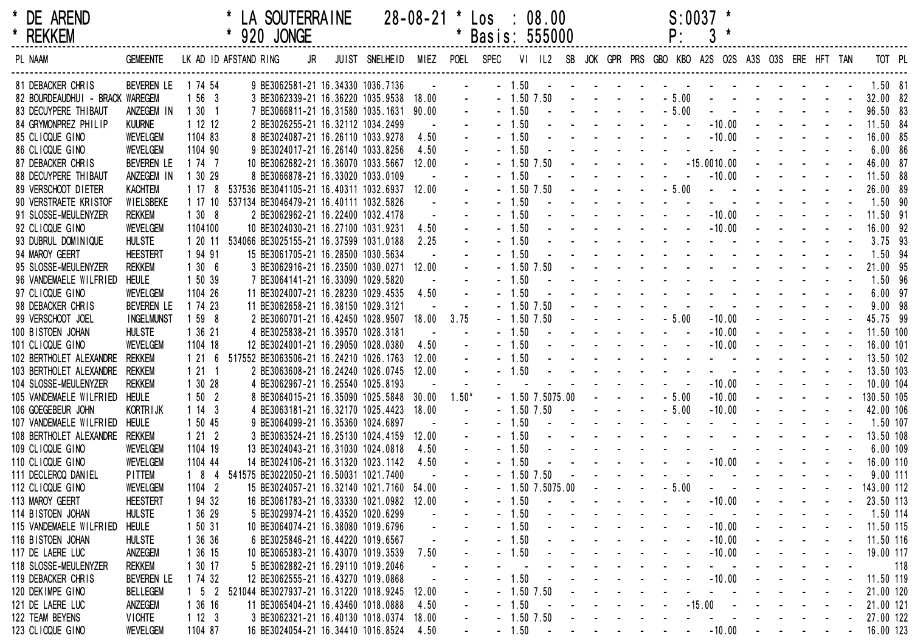\* DE AREND \* LA SOUTERRAINE 28-08-21 \* Los : 08.00 S:0037 \*
\* REKKEM \* 920 JONGE \* Basis: 555000 P: 3 \*

| PL | NAAM | GEMEENTE | LK AD ID | AFSTAND | RING | JR | JUIST | SNELHEID | MIEZ | POEL | SPEC | VI | IL2 | SB | JOK | GPR | PRS | GBO | KBO | A2S | O2S | A3S | O3S | ERE | HFT | TAN | TOT | PL |
|---|---|---|---|---|---|---|---|---|---|---|---|---|---|---|---|---|---|---|---|---|---|---|---|---|---|---|---|---|
| 81 | DEBACKER CHRIS | BEVEREN LE | 1 74 54 | | 9 BE3062581-21 | | 16.34330 | 1036.7136 | - | - | - | 1.50 | - | - | - | - | - | - | - | - | - | - | - | - | - | - | 1.50 | 81 |
| 82 | BOURDEAUDHUI - BRACK | WAREGEM | 1 56 3 | | 3 BE3062339-21 | | 16.36220 | 1035.9538 | 18.00 | - | - | 1.50 | 7.50 | - | - | - | - | - | 5.00 | - | - | - | - | - | - | - | 32.00 | 82 |
| 83 | DECUYPERE THIBAUT | ANZEGEM IN | 1 30 1 | | 7 BE3066811-21 | | 16.31580 | 1035.1631 | 90.00 | - | - | 1.50 | - | - | - | - | - | - | 5.00 | - | - | - | - | - | - | - | 96.50 | 83 |
| 84 | GRYMONPREZ PHILIP | KUURNE | 1 12 12 | | 2 BE3026255-21 | | 16.32112 | 1034.2499 | - | - | - | 1.50 | - | - | - | - | - | - | - | - | 10.00 | - | - | - | - | - | 11.50 | 84 |
| 85 | CLICQUE GINO | WEVELGEM | 1104 83 | | 8 BE3024087-21 | | 16.26110 | 1033.9278 | 4.50 | - | - | 1.50 | - | - | - | - | - | - | - | - | 10.00 | - | - | - | - | - | 16.00 | 85 |
| 86 | CLICQUE GINO | WEVELGEM | 1104 90 | | 9 BE3024017-21 | | 16.26140 | 1033.8256 | 4.50 | - | - | 1.50 | - | - | - | - | - | - | - | - | - | - | - | - | - | - | 6.00 | 86 |
| 87 | DEBACKER CHRIS | BEVEREN LE | 1 74 7 | | 10 BE3062682-21 | | 16.36070 | 1033.5667 | 12.00 | - | - | 1.50 | 7.50 | - | - | - | - | - | - | 15.00 | 10.00 | - | - | - | - | - | 46.00 | 87 |
| 88 | DECUYPERE THIBAUT | ANZEGEM IN | 1 30 29 | | 8 BE3066878-21 | | 16.33020 | 1033.0109 | - | - | - | 1.50 | - | - | - | - | - | - | - | - | 10.00 | - | - | - | - | - | 11.50 | 88 |
| 89 | VERSCHOOT DIETER | KACHTEM | 1 17 8 | 537536 | BE3041105-21 | | 16.40311 | 1032.6937 | 12.00 | - | - | 1.50 | 7.50 | - | - | - | - | - | 5.00 | - | - | - | - | - | - | - | 26.00 | 89 |
| 90 | VERSTRAETE KRISTOF | WIELSBEKE | 1 17 10 | 537134 | BE3046479-21 | | 16.40111 | 1032.5826 | - | - | - | 1.50 | - | - | - | - | - | - | - | - | - | - | - | - | - | - | 1.50 | 90 |
| 91 | SLOSSE-MEULENYZER | REKKEM | 1 30 8 | | 2 BE3062962-21 | | 16.22400 | 1032.4178 | - | - | - | 1.50 | - | - | - | - | - | - | - | - | 10.00 | - | - | - | - | - | 11.50 | 91 |
| 92 | CLICQUE GINO | WEVELGEM | 1104100 | | 10 BE3024030-21 | | 16.27100 | 1031.9231 | 4.50 | - | - | 1.50 | - | - | - | - | - | - | - | - | 10.00 | - | - | - | - | - | 16.00 | 92 |
| 93 | DUBRUL DOMINIQUE | HULSTE | 1 20 11 | 534066 | BE3025155-21 | | 16.37599 | 1031.0188 | 2.25 | - | - | 1.50 | - | - | - | - | - | - | - | - | - | - | - | - | - | - | 3.75 | 93 |
| 94 | MAROY GEERT | HEESTERT | 1 94 91 | | 15 BE3061705-21 | | 16.28500 | 1030.5634 | - | - | - | 1.50 | - | - | - | - | - | - | - | - | - | - | - | - | - | - | 1.50 | 94 |
| 95 | SLOSSE-MEULENYZER | REKKEM | 1 30 6 | | 3 BE3062916-21 | | 16.23500 | 1030.0271 | 12.00 | - | - | 1.50 | 7.50 | - | - | - | - | - | - | - | - | - | - | - | - | - | 21.00 | 95 |
| 96 | VANDEMAELE WILFRIED | HEULE | 1 50 39 | | 7 BE3064141-21 | | 16.33090 | 1029.5820 | - | - | - | 1.50 | - | - | - | - | - | - | - | - | - | - | - | - | - | - | 1.50 | 96 |
| 97 | CLICQUE GINO | WEVELGEM | 1104 26 | | 11 BE3024007-21 | | 16.28230 | 1029.4535 | 4.50 | - | - | 1.50 | - | - | - | - | - | - | - | - | - | - | - | - | - | - | 6.00 | 97 |
| 98 | DEBACKER CHRIS | BEVEREN LE | 1 74 23 | | 11 BE3062658-21 | | 16.38150 | 1029.3121 | - | - | - | 1.50 | 7.50 | - | - | - | - | - | - | - | - | - | - | - | - | - | 9.00 | 98 |
| 99 | VERSCHOOT JOEL | INGELMUNST | 1 59 8 | | 2 BE3060701-21 | | 16.42450 | 1028.9507 | 18.00 | 3.75 | - | 1.50 | 7.50 | - | - | - | - | - | 5.00 | - | 10.00 | - | - | - | - | - | 45.75 | 99 |
| 100 | BISTOEN JOHAN | HULSTE | 1 36 21 | | 4 BE3025838-21 | | 16.39570 | 1028.3181 | - | - | - | 1.50 | - | - | - | - | - | - | - | - | 10.00 | - | - | - | - | - | 11.50 | 100 |
| 101 | CLICQUE GINO | WEVELGEM | 1104 18 | | 12 BE3024001-21 | | 16.29050 | 1028.0380 | 4.50 | - | - | 1.50 | - | - | - | - | - | - | - | - | 10.00 | - | - | - | - | - | 16.00 | 101 |
| 102 | BERTHOLET ALEXANDRE | REKKEM | 1 21 6 | 517552 | BE3063506-21 | | 16.24210 | 1026.1763 | 12.00 | - | - | 1.50 | - | - | - | - | - | - | - | - | - | - | - | - | - | - | 13.50 | 102 |
| 103 | BERTHOLET ALEXANDRE | REKKEM | 1 21 1 | | 2 BE3063608-21 | | 16.24240 | 1026.0745 | 12.00 | - | - | 1.50 | - | - | - | - | - | - | - | - | - | - | - | - | - | - | 13.50 | 103 |
| 104 | SLOSSE-MEULENYZER | REKKEM | 1 30 28 | | 4 BE3062967-21 | | 16.25540 | 1025.8193 | - | - | - | - | - | - | - | - | - | - | - | - | 10.00 | - | - | - | - | - | 10.00 | 104 |
| 105 | VANDEMAELE WILFRIED | HEULE | 1 50 2 | | 8 BE3064015-21 | | 16.35090 | 1025.5848 | 30.00 | 1.50* | - | 1.50 | 7.50 | 75.00 | - | - | - | - | 5.00 | - | 10.00 | - | - | - | - | - | 130.50 | 105 |
| 106 | GOEGEBEUR JOHN | KORTRIJK | 1 14 3 | | 4 BE3063181-21 | | 16.32170 | 1025.4423 | 18.00 | - | - | 1.50 | 7.50 | - | - | - | - | - | 5.00 | - | 10.00 | - | - | - | - | - | 42.00 | 106 |
| 107 | VANDEMAELE WILFRIED | HEULE | 1 50 45 | | 9 BE3064099-21 | | 16.35360 | 1024.6897 | - | - | - | 1.50 | - | - | - | - | - | - | - | - | - | - | - | - | - | - | 1.50 | 107 |
| 108 | BERTHOLET ALEXANDRE | REKKEM | 1 21 2 | | 3 BE3063524-21 | | 16.25130 | 1024.4159 | 12.00 | - | - | 1.50 | - | - | - | - | - | - | - | - | - | - | - | - | - | - | 13.50 | 108 |
| 109 | CLICQUE GINO | WEVELGEM | 1104 19 | | 13 BE3024043-21 | | 16.31030 | 1024.0818 | 4.50 | - | - | 1.50 | - | - | - | - | - | - | - | - | - | - | - | - | - | - | 6.00 | 109 |
| 110 | CLICQUE GINO | WEVELGEM | 1104 44 | | 14 BE3024106-21 | | 16.31320 | 1023.1142 | 4.50 | - | - | 1.50 | - | - | - | - | - | - | - | - | 10.00 | - | - | - | - | - | 16.00 | 110 |
| 111 | DECLERCQ DANIEL | PITTEM | 1 8 4 | 541575 | BE3022050-21 | | 16.50031 | 1021.7400 | - | - | - | 1.50 | 7.50 | - | - | - | - | - | - | - | - | - | - | - | - | - | 9.00 | 111 |
| 112 | CLICQUE GINO | WEVELGEM | 1104 2 | | 15 BE3024057-21 | | 16.32140 | 1021.7160 | 54.00 | - | - | 1.50 | 7.50 | 75.00 | - | - | - | - | 5.00 | - | - | - | - | - | - | - | 143.00 | 112 |
| 113 | MAROY GEERT | HEESTERT | 1 94 32 | | 16 BE3061783-21 | | 16.33330 | 1021.0982 | 12.00 | - | - | 1.50 | - | - | - | - | - | - | - | - | 10.00 | - | - | - | - | - | 23.50 | 113 |
| 114 | BISTOEN JOHAN | HULSTE | 1 36 29 | | 5 BE3029974-21 | | 16.43520 | 1020.6299 | - | - | - | 1.50 | - | - | - | - | - | - | - | - | - | - | - | - | - | - | 1.50 | 114 |
| 115 | VANDEMAELE WILFRIED | HEULE | 1 50 31 | | 10 BE3064074-21 | | 16.38080 | 1019.6796 | - | - | - | 1.50 | - | - | - | - | - | - | - | - | 10.00 | - | - | - | - | - | 11.50 | 115 |
| 116 | BISTOEN JOHAN | HULSTE | 1 36 36 | | 6 BE3025846-21 | | 16.44220 | 1019.6567 | - | - | - | 1.50 | - | - | - | - | - | - | - | - | 10.00 | - | - | - | - | - | 11.50 | 116 |
| 117 | DE LAERE LUC | ANZEGEM | 1 36 15 | | 10 BE3065383-21 | | 16.43070 | 1019.3539 | 7.50 | - | - | 1.50 | - | - | - | - | - | - | - | - | 10.00 | - | - | - | - | - | 19.00 | 117 |
| 118 | SLOSSE-MEULENYZER | REKKEM | 1 30 17 | | 5 BE3062882-21 | | 16.29110 | 1019.2046 | - | - | - | - | - | - | - | - | - | - | - | - | - | - | - | - | - | - | | 118 |
| 119 | DEBACKER CHRIS | BEVEREN LE | 1 74 32 | | 12 BE3062555-21 | | 16.43270 | 1019.0868 | - | - | - | 1.50 | - | - | - | - | - | - | - | - | 10.00 | - | - | - | - | - | 11.50 | 119 |
| 120 | DEKIMPE GINO | BELLEGEM | 1 5 2 | 521044 | BE3027937-21 | | 16.31220 | 1018.9245 | 12.00 | - | - | 1.50 | 7.50 | - | - | - | - | - | - | - | - | - | - | - | - | - | 21.00 | 120 |
| 121 | DE LAERE LUC | ANZEGEM | 1 36 16 | | 11 BE3065404-21 | | 16.43460 | 1018.0888 | 4.50 | - | - | 1.50 | - | - | - | - | - | - | - | 15.00 | - | - | - | - | - | - | 21.00 | 121 |
| 122 | TEAM BEYENS | VICHTE | 1 12 3 | | 3 BE3062321-21 | | 16.40130 | 1018.0374 | 18.00 | - | - | 1.50 | 7.50 | - | - | - | - | - | - | - | - | - | - | - | - | - | 27.00 | 122 |
| 123 | CLICQUE GINO | WEVELGEM | 1104 87 | | 16 BE3024054-21 | | 16.34410 | 1016.8524 | 4.50 | - | - | 1.50 | - | - | - | - | - | - | - | - | 10.00 | - | - | - | - | - | 16.00 | 123 |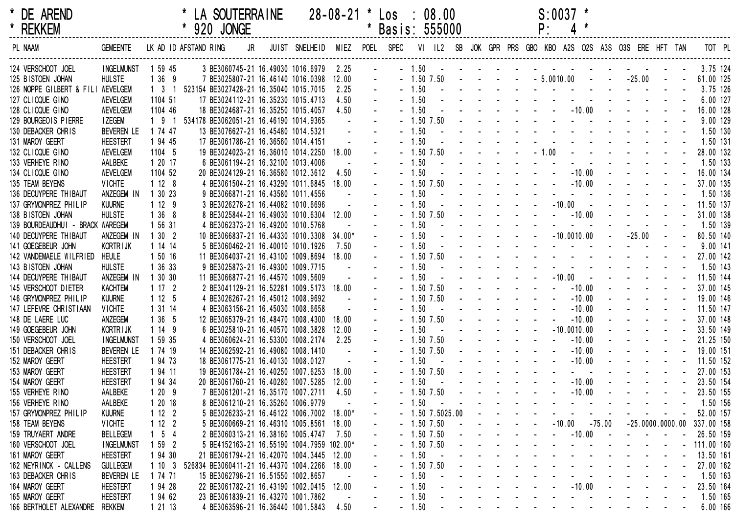\* DE AREND \* LA SOUTERRAINE 28-08-21 \* Los : 08.00 S:0037 \*
\* REKKEM \* 920 JONGE \* Basis: 555000 P: 4 \*

| PL | NAAM | GEMEENTE | LK | AD | ID | AFSTAND | RING JR | JUIST | SNELHEID | MIEZ | POEL | SPEC | VI | IL2 | SB | JOK | GPR | PRS | GBO | KBO | A2S | O2S | A3S | O3S | ERE | HFT | TAN | TOT | PL |
|---|---|---|---|---|---|---|---|---|---|---|---|---|---|---|---|---|---|---|---|---|---|---|---|---|---|---|---|---|---|
| 124 | VERSCHOOT JOEL | INGELMUNST | 1 | 59 | 45 | 3 | BE3060745-21 | 16.49030 | 1016.6979 | 2.25 | - | - | 1.50 | - | - | - | - | - | - | - | - | - | - | - | - | - | - | 3.75 | 124 |
| 125 | BISTOEN JOHAN | HULSTE | 1 | 36 | 9 | 7 | BE3025807-21 | 16.46140 | 1016.0398 | 12.00 | - | - | 1.50 | 7.50 | - | - | - | - | - | 5.00 | 10.00 | - | - | - | 25.00 | - | - | 61.00 | 125 |
| 126 | NOPPE GILBERT & FILI | WEVELGEM | 1 | 3 | 1 | 523154 | BE3027428-21 | 16.35040 | 1015.7015 | 2.25 | - | - | 1.50 | - | - | - | - | - | - | - | - | - | - | - | - | - | - | 3.75 | 126 |
| 127 | CLICQUE GINO | WEVELGEM | 1 | 104 | 51 | 17 | BE3024112-21 | 16.35230 | 1015.4713 | 4.50 | - | - | 1.50 | - | - | - | - | - | - | - | - | - | - | - | - | - | - | 6.00 | 127 |
| 128 | CLICQUE GINO | WEVELGEM | 1 | 104 | 46 | 18 | BE3024687-21 | 16.35250 | 1015.4057 | 4.50 | - | - | 1.50 | - | - | - | - | - | - | - | - | 10.00 | - | - | - | - | - | 16.00 | 128 |
| 129 | BOURGEOIS PIERRE | IZEGEM | 1 | 9 | 1 | 534178 | BE3062051-21 | 16.46190 | 1014.9365 | - | - | - | 1.50 | 7.50 | - | - | - | - | - | - | - | - | - | - | - | - | - | 9.00 | 129 |
| 130 | DEBACKER CHRIS | BEVEREN LE | 1 | 74 | 47 | 13 | BE3076627-21 | 16.45480 | 1014.5321 | - | - | - | 1.50 | - | - | - | - | - | - | - | - | - | - | - | - | - | - | 1.50 | 130 |
| 131 | MAROY GEERT | HEESTERT | 1 | 94 | 45 | 17 | BE3061786-21 | 16.36560 | 1014.4151 | - | - | - | 1.50 | - | - | - | - | - | - | - | - | - | - | - | - | - | - | 1.50 | 131 |
| 132 | CLICQUE GINO | WEVELGEM | 1 | 104 | 5 | 19 | BE3024023-21 | 16.36010 | 1014.2250 | 18.00 | - | - | 1.50 | 7.50 | - | - | - | - | - | 1.00 | - | - | - | - | - | - | - | 28.00 | 132 |
| 133 | VERHEYE RINO | AALBEKE | 1 | 20 | 17 | 6 | BE3061194-21 | 16.32100 | 1013.4006 | - | - | - | 1.50 | - | - | - | - | - | - | - | - | - | - | - | - | - | - | 1.50 | 133 |
| 134 | CLICQUE GINO | WEVELGEM | 1 | 104 | 52 | 20 | BE3024129-21 | 16.36580 | 1012.3612 | 4.50 | - | - | 1.50 | - | - | - | - | - | - | - | - | 10.00 | - | - | - | - | - | 16.00 | 134 |
| 135 | TEAM BEYENS | VICHTE | 1 | 12 | 8 | 4 | BE3061504-21 | 16.43290 | 1011.6845 | 18.00 | - | - | 1.50 | 7.50 | - | - | - | - | - | - | - | 10.00 | - | - | - | - | - | 37.00 | 135 |
| 136 | DECUYPERE THIBAUT | ANZEGEM IN | 1 | 30 | 23 | 9 | BE3066871-21 | 16.43580 | 1011.4556 | - | - | - | 1.50 | - | - | - | - | - | - | - | - | - | - | - | - | - | - | 1.50 | 136 |
| 137 | GRYMONPREZ PHILIP | KUURNE | 1 | 12 | 9 | 3 | BE3026278-21 | 16.44082 | 1010.6696 | - | - | - | 1.50 | - | - | - | - | - | - | - | 10.00 | - | - | - | - | - | - | 11.50 | 137 |
| 138 | BISTOEN JOHAN | HULSTE | 1 | 36 | 8 | 8 | BE3025844-21 | 16.49030 | 1010.6304 | 12.00 | - | - | 1.50 | 7.50 | - | - | - | - | - | - | - | 10.00 | - | - | - | - | - | 31.00 | 138 |
| 139 | BOURDEAUDHUI - BRACK | WAREGEM | 1 | 56 | 31 | 4 | BE3062373-21 | 16.49200 | 1010.5768 | - | - | - | 1.50 | - | - | - | - | - | - | - | - | - | - | - | - | - | - | 1.50 | 139 |
| 140 | DECUYPERE THIBAUT | ANZEGEM IN | 1 | 30 | 2 | 10 | BE3066837-21 | 16.44330 | 1010.3308 | 34.00* | - | - | 1.50 | - | - | - | - | - | - | - | 10.00 | 10.00 | - | - | 25.00 | - | - | 80.50 | 140 |
| 141 | GOEGEBEUR JOHN | KORTRIJK | 1 | 14 | 14 | 5 | BE3060462-21 | 16.40010 | 1010.1926 | 7.50 | - | - | 1.50 | - | - | - | - | - | - | - | - | - | - | - | - | - | - | 9.00 | 141 |
| 142 | VANDEMAELE WILFRIED | HEULE | 1 | 50 | 16 | 11 | BE3064037-21 | 16.43100 | 1009.8694 | 18.00 | - | - | 1.50 | 7.50 | - | - | - | - | - | - | - | - | - | - | - | - | - | 27.00 | 142 |
| 143 | BISTOEN JOHAN | HULSTE | 1 | 36 | 33 | 9 | BE3025873-21 | 16.49300 | 1009.7715 | - | - | - | 1.50 | - | - | - | - | - | - | - | - | - | - | - | - | - | - | 1.50 | 143 |
| 144 | DECUYPERE THIBAUT | ANZEGEM IN | 1 | 30 | 30 | 11 | BE3066877-21 | 16.44570 | 1009.5609 | - | - | - | 1.50 | - | - | - | - | - | - | - | 10.00 | - | - | - | - | - | - | 11.50 | 144 |
| 145 | VERSCHOOT DIETER | KACHTEM | 1 | 17 | 2 | 2 | BE3041129-21 | 16.52281 | 1009.5173 | 18.00 | - | - | 1.50 | 7.50 | - | - | - | - | - | - | - | 10.00 | - | - | - | - | - | 37.00 | 145 |
| 146 | GRYMONPREZ PHILIP | KUURNE | 1 | 12 | 5 | 4 | BE3026267-21 | 16.45012 | 1008.9692 | - | - | - | 1.50 | 7.50 | - | - | - | - | - | - | - | 10.00 | - | - | - | - | - | 19.00 | 146 |
| 147 | LEFEVRE CHRISTIAAN | VICHTE | 1 | 31 | 14 | 4 | BE3063156-21 | 16.45030 | 1008.6658 | - | - | - | 1.50 | - | - | - | - | - | - | - | - | 10.00 | - | - | - | - | - | 11.50 | 147 |
| 148 | DE LAERE LUC | ANZEGEM | 1 | 36 | 5 | 12 | BE3065379-21 | 16.48470 | 1008.4300 | 18.00 | - | - | 1.50 | 7.50 | - | - | - | - | - | - | - | 10.00 | - | - | - | - | - | 37.00 | 148 |
| 149 | GOEGEBEUR JOHN | KORTRIJK | 1 | 14 | 9 | 6 | BE3025810-21 | 16.40570 | 1008.3828 | 12.00 | - | - | 1.50 | - | - | - | - | - | - | - | 10.00 | 10.00 | - | - | - | - | - | 33.50 | 149 |
| 150 | VERSCHOOT JOEL | INGELMUNST | 1 | 59 | 35 | 4 | BE3060624-21 | 16.53300 | 1008.2174 | 2.25 | - | - | 1.50 | 7.50 | - | - | - | - | - | - | - | 10.00 | - | - | - | - | - | 21.25 | 150 |
| 151 | DEBACKER CHRIS | BEVEREN LE | 1 | 74 | 19 | 14 | BE3062592-21 | 16.49080 | 1008.1410 | - | - | - | 1.50 | 7.50 | - | - | - | - | - | - | - | 10.00 | - | - | - | - | - | 19.00 | 151 |
| 152 | MAROY GEERT | HEESTERT | 1 | 94 | 73 | 18 | BE3061775-21 | 16.40130 | 1008.0127 | - | - | - | 1.50 | - | - | - | - | - | - | - | - | 10.00 | - | - | - | - | - | 11.50 | 152 |
| 153 | MAROY GEERT | HEESTERT | 1 | 94 | 11 | 19 | BE3061784-21 | 16.40250 | 1007.6253 | 18.00 | - | - | 1.50 | 7.50 | - | - | - | - | - | - | - | - | - | - | - | - | - | 27.00 | 153 |
| 154 | MAROY GEERT | HEESTERT | 1 | 94 | 34 | 20 | BE3061760-21 | 16.40280 | 1007.5285 | 12.00 | - | - | 1.50 | - | - | - | - | - | - | - | - | 10.00 | - | - | - | - | - | 23.50 | 154 |
| 155 | VERHEYE RINO | AALBEKE | 1 | 20 | 9 | 7 | BE3061201-21 | 16.35170 | 1007.2711 | 4.50 | - | - | 1.50 | 7.50 | - | - | - | - | - | - | - | 10.00 | - | - | - | - | - | 23.50 | 155 |
| 156 | VERHEYE RINO | AALBEKE | 1 | 20 | 18 | 8 | BE3061210-21 | 16.35260 | 1006.9779 | - | - | - | 1.50 | - | - | - | - | - | - | - | - | - | - | - | - | - | - | 1.50 | 156 |
| 157 | GRYMONPREZ PHILIP | KUURNE | 1 | 12 | 2 | 5 | BE3026233-21 | 16.46122 | 1006.7002 | 18.00* | - | - | 1.50 | 7.50 | 25.00 | - | - | - | - | - | - | - | - | - | - | - | - | 52.00 | 157 |
| 158 | TEAM BEYENS | VICHTE | 1 | 12 | 2 | 5 | BE3060669-21 | 16.46310 | 1005.8561 | 18.00 | - | - | 1.50 | 7.50 | - | - | - | - | - | - | 10.00 | - | 75.00 | - | 25.00 | 00.00 | 00.00 | 337.00 | 158 |
| 159 | TRUYAERT ANDRE | BELLEGEM | 1 | 5 | 4 | 2 | BE3060313-21 | 16.38160 | 1005.4747 | 7.50 | - | - | 1.50 | 7.50 | - | - | - | - | - | - | - | 10.00 | - | - | - | - | - | 26.50 | 159 |
| 160 | VERSCHOOT JOEL | INGELMUNST | 1 | 59 | 2 | 5 | BE4152163-21 | 16.55190 | 1004.7959 | 102.00* | - | - | 1.50 | 7.50 | - | - | - | - | - | - | - | - | - | - | - | - | - | 111.00 | 160 |
| 161 | MAROY GEERT | HEESTERT | 1 | 94 | 30 | 21 | BE3061794-21 | 16.42070 | 1004.3445 | 12.00 | - | - | 1.50 | - | - | - | - | - | - | - | - | - | - | - | - | - | - | 13.50 | 161 |
| 162 | NEYRINCK - CALLENS | GULLEGEM | 1 | 10 | 3 | 526834 | BE3060411-21 | 16.44370 | 1004.2266 | 18.00 | - | - | 1.50 | 7.50 | - | - | - | - | - | - | - | - | - | - | - | - | - | 27.00 | 162 |
| 163 | DEBACKER CHRIS | BEVEREN LE | 1 | 74 | 71 | 15 | BE3062796-21 | 16.51550 | 1002.8657 | - | - | - | 1.50 | - | - | - | - | - | - | - | - | - | - | - | - | - | - | 1.50 | 163 |
| 164 | MAROY GEERT | HEESTERT | 1 | 94 | 28 | 22 | BE3061782-21 | 16.43190 | 1002.0415 | 12.00 | - | - | 1.50 | - | - | - | - | - | - | - | - | 10.00 | - | - | - | - | - | 23.50 | 164 |
| 165 | MAROY GEERT | HEESTERT | 1 | 94 | 62 | 23 | BE3061839-21 | 16.43270 | 1001.7862 | - | - | - | 1.50 | - | - | - | - | - | - | - | - | - | - | - | - | - | - | 1.50 | 165 |
| 166 | BERTHOLET ALEXANDRE | REKKEM | 1 | 21 | 13 | 4 | BE3063596-21 | 16.36440 | 1001.5843 | 4.50 | - | - | 1.50 | - | - | - | - | - | - | - | - | - | - | - | - | - | - | 6.00 | 166 |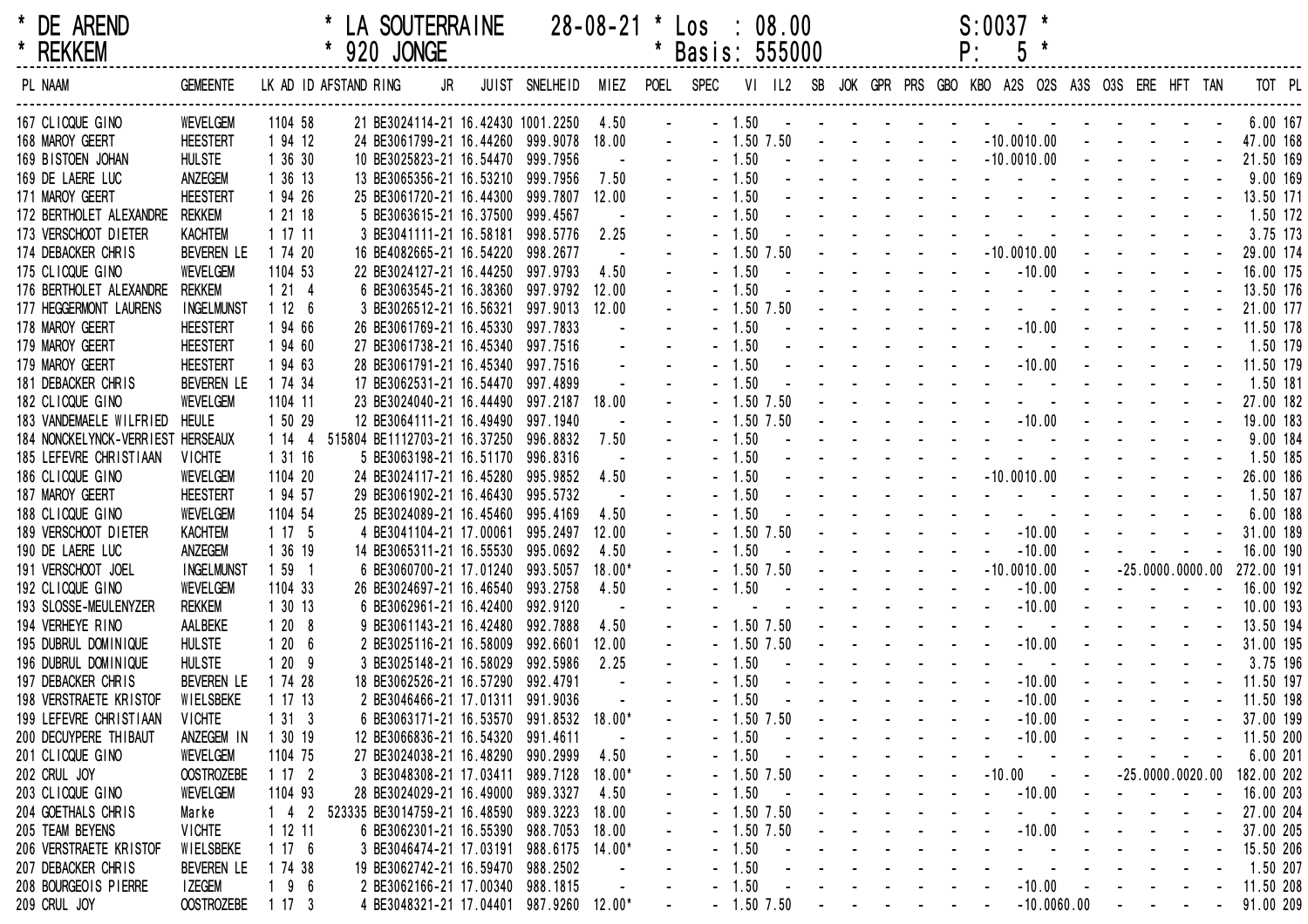\* DE AREND \* LA SOUTERRAINE 28-08-21 \* Los : 08.00 S:0037 \*
\* REKKEM \* 920 JONGE \* Basis: 555000 P: 5 \*

| PL | NAAM | GEMEENTE | LK | AD | ID | AFSTAND | RING | JR | JUIST | SNELHEID | MIEZ | POEL | SPEC | VI | IL2 | SB | JOK | GPR | PRS | GBO | KBO | A2S | O2S | A3S | O3S | ERE | HFT | TAN | TOT | PL |
|---|---|---|---|---|---|---|---|---|---|---|---|---|---|---|---|---|---|---|---|---|---|---|---|---|---|---|---|---|---|---|
| 167 | CLICQUE GINO | WEVELGEM | 1 | 104 | 58 | 21 | BE3024114 | 21 | 16.42430 | 1001.2250 | 4.50 | - | - | 1.50 | - | - | - | - | - | - | - | - | - | - | - | - | - | - | 6.00 | 167 |
| 168 | MAROY GEERT | HEESTERT | 1 | 94 | 12 | 24 | BE3061799 | 21 | 16.44260 | 999.9078 | 18.00 | - | - | 1.50 | 7.50 | - | - | - | - | - | - | -10.00 | 10.00 | - | - | - | - | - | 47.00 | 168 |
| 169 | BISTOEN JOHAN | HULSTE | 1 | 36 | 30 | 10 | BE3025823 | 21 | 16.54470 | 999.7956 | - | - | - | 1.50 | - | - | - | - | - | - | - | -10.00 | 10.00 | - | - | - | - | - | 21.50 | 169 |
| 169 | DE LAERE LUC | ANZEGEM | 1 | 36 | 13 | 13 | BE3065356 | 21 | 16.53210 | 999.7956 | 7.50 | - | - | 1.50 | - | - | - | - | - | - | - | - | - | - | - | - | - | - | 9.00 | 169 |
| 171 | MAROY GEERT | HEESTERT | 1 | 94 | 26 | 25 | BE3061720 | 21 | 16.44300 | 999.7807 | 12.00 | - | - | 1.50 | - | - | - | - | - | - | - | - | - | - | - | - | - | - | 13.50 | 171 |
| 172 | BERTHOLET ALEXANDRE | REKKEM | 1 | 21 | 18 | 5 | BE3063615 | 21 | 16.37500 | 999.4567 | - | - | - | 1.50 | - | - | - | - | - | - | - | - | - | - | - | - | - | - | 1.50 | 172 |
| 173 | VERSCHOOT DIETER | KACHTEM | 1 | 17 | 11 | 3 | BE3041111 | 21 | 16.58181 | 998.5776 | 2.25 | - | - | 1.50 | - | - | - | - | - | - | - | - | - | - | - | - | - | - | 3.75 | 173 |
| 174 | DEBACKER CHRIS | BEVEREN LE | 1 | 74 | 20 | 16 | BE4082665 | 21 | 16.54220 | 998.2677 | - | - | - | 1.50 | 7.50 | - | - | - | - | - | - | -10.00 | 10.00 | - | - | - | - | - | 29.00 | 174 |
| 175 | CLICQUE GINO | WEVELGEM | 1 | 104 | 53 | 22 | BE3024127 | 21 | 16.44250 | 997.9793 | 4.50 | - | - | 1.50 | - | - | - | - | - | - | - | - | -10.00 | - | - | - | - | - | 16.00 | 175 |
| 176 | BERTHOLET ALEXANDRE | REKKEM | 1 | 21 | 4 | 6 | BE3063545 | 21 | 16.38360 | 997.9792 | 12.00 | - | - | 1.50 | - | - | - | - | - | - | - | - | - | - | - | - | - | - | 13.50 | 176 |
| 177 | HEGGERMONT LAURENS | INGELMUNST | 1 | 12 | 6 | 3 | BE3026512 | 21 | 16.56321 | 997.9013 | 12.00 | - | - | 1.50 | 7.50 | - | - | - | - | - | - | - | - | - | - | - | - | - | 21.00 | 177 |
| 178 | MAROY GEERT | HEESTERT | 1 | 94 | 66 | 26 | BE3061769 | 21 | 16.45330 | 997.7833 | - | - | - | 1.50 | - | - | - | - | - | - | - | - | -10.00 | - | - | - | - | - | 11.50 | 178 |
| 179 | MAROY GEERT | HEESTERT | 1 | 94 | 60 | 27 | BE3061738 | 21 | 16.45340 | 997.7516 | - | - | - | 1.50 | - | - | - | - | - | - | - | - | - | - | - | - | - | - | 1.50 | 179 |
| 179 | MAROY GEERT | HEESTERT | 1 | 94 | 63 | 28 | BE3061791 | 21 | 16.45340 | 997.7516 | - | - | - | 1.50 | - | - | - | - | - | - | - | - | -10.00 | - | - | - | - | - | 11.50 | 179 |
| 181 | DEBACKER CHRIS | BEVEREN LE | 1 | 74 | 34 | 17 | BE3062531 | 21 | 16.54470 | 997.4899 | - | - | - | 1.50 | - | - | - | - | - | - | - | - | - | - | - | - | - | - | 1.50 | 181 |
| 182 | CLICQUE GINO | WEVELGEM | 1 | 104 | 11 | 23 | BE3024040 | 21 | 16.44490 | 997.2187 | 18.00 | - | - | 1.50 | 7.50 | - | - | - | - | - | - | - | - | - | - | - | - | - | 27.00 | 182 |
| 183 | VANDEMAELE WILFRIED | HEULE | 1 | 50 | 29 | 12 | BE3064111 | 21 | 16.49490 | 997.1940 | - | - | - | 1.50 | 7.50 | - | - | - | - | - | - | - | -10.00 | - | - | - | - | - | 19.00 | 183 |
| 184 | NONCKELYNCK-VERRIEST | HERSEAUX | 1 | 14 | 4 | 515804 | BE1112703 | 21 | 16.37250 | 996.8832 | 7.50 | - | - | 1.50 | - | - | - | - | - | - | - | - | - | - | - | - | - | - | 9.00 | 184 |
| 185 | LEFEVRE CHRISTIAAN | VICHTE | 1 | 31 | 16 | 5 | BE3063198 | 21 | 16.51170 | 996.8316 | - | - | - | 1.50 | - | - | - | - | - | - | - | - | - | - | - | - | - | - | 1.50 | 185 |
| 186 | CLICQUE GINO | WEVELGEM | 1 | 104 | 20 | 24 | BE3024117 | 21 | 16.45280 | 995.9852 | 4.50 | - | - | 1.50 | - | - | - | - | - | - | - | -10.00 | 10.00 | - | - | - | - | - | 26.00 | 186 |
| 187 | MAROY GEERT | HEESTERT | 1 | 94 | 57 | 29 | BE3061902 | 21 | 16.46430 | 995.5732 | - | - | - | 1.50 | - | - | - | - | - | - | - | - | - | - | - | - | - | - | 1.50 | 187 |
| 188 | CLICQUE GINO | WEVELGEM | 1 | 104 | 54 | 25 | BE3024089 | 21 | 16.45460 | 995.4169 | 4.50 | - | - | 1.50 | - | - | - | - | - | - | - | - | - | - | - | - | - | - | 6.00 | 188 |
| 189 | VERSCHOOT DIETER | KACHTEM | 1 | 17 | 5 | 4 | BE3041104 | 21 | 17.00061 | 995.2497 | 12.00 | - | - | 1.50 | 7.50 | - | - | - | - | - | - | - | -10.00 | - | - | - | - | - | 31.00 | 189 |
| 190 | DE LAERE LUC | ANZEGEM | 1 | 36 | 19 | 14 | BE3065311 | 21 | 16.55530 | 995.0692 | 4.50 | - | - | 1.50 | - | - | - | - | - | - | - | - | -10.00 | - | - | - | - | - | 16.00 | 190 |
| 191 | VERSCHOOT JOEL | INGELMUNST | 1 | 59 | 1 | 6 | BE3060700 | 21 | 17.01240 | 993.5057 | 18.00* | - | - | 1.50 | 7.50 | - | - | - | - | - | - | -10.00 | 10.00 | - | -25.00 | 00.00 | 00.00 | | 272.00 | 191 |
| 192 | CLICQUE GINO | WEVELGEM | 1 | 104 | 33 | 26 | BE3024697 | 21 | 16.46540 | 993.2758 | 4.50 | - | - | 1.50 | - | - | - | - | - | - | - | - | -10.00 | - | - | - | - | - | 16.00 | 192 |
| 193 | SLOSSE-MEULENYZER | REKKEM | 1 | 30 | 13 | 6 | BE3062961 | 21 | 16.42400 | 992.9120 | - | - | - | - | - | - | - | - | - | - | - | - | -10.00 | - | - | - | - | - | 10.00 | 193 |
| 194 | VERHEYE RINO | AALBEKE | 1 | 20 | 8 | 9 | BE3061143 | 21 | 16.42480 | 992.7888 | 4.50 | - | - | 1.50 | 7.50 | - | - | - | - | - | - | - | - | - | - | - | - | - | 13.50 | 194 |
| 195 | DUBRUL DOMINIQUE | HULSTE | 1 | 20 | 6 | 2 | BE3025116 | 21 | 16.58009 | 992.6601 | 12.00 | - | - | 1.50 | 7.50 | - | - | - | - | - | - | - | -10.00 | - | - | - | - | - | 31.00 | 195 |
| 196 | DUBRUL DOMINIQUE | HULSTE | 1 | 20 | 9 | 3 | BE3025148 | 21 | 16.58029 | 992.5986 | 2.25 | - | - | 1.50 | - | - | - | - | - | - | - | - | - | - | - | - | - | - | 3.75 | 196 |
| 197 | DEBACKER CHRIS | BEVEREN LE | 1 | 74 | 28 | 18 | BE3062526 | 21 | 16.57290 | 992.4791 | - | - | - | 1.50 | - | - | - | - | - | - | - | - | -10.00 | - | - | - | - | - | 11.50 | 197 |
| 198 | VERSTRAETE KRISTOF | WIELSBEKE | 1 | 17 | 13 | 2 | BE3046466 | 21 | 17.01311 | 991.9036 | - | - | - | 1.50 | - | - | - | - | - | - | - | - | -10.00 | - | - | - | - | - | 11.50 | 198 |
| 199 | LEFEVRE CHRISTIAAN | VICHTE | 1 | 31 | 3 | 6 | BE3063171 | 21 | 16.53570 | 991.8532 | 18.00* | - | - | 1.50 | 7.50 | - | - | - | - | - | - | - | -10.00 | - | - | - | - | - | 37.00 | 199 |
| 200 | DECUYPERE THIBAUT | ANZEGEM IN | 1 | 30 | 19 | 12 | BE3066836 | 21 | 16.54320 | 991.4611 | - | - | - | 1.50 | - | - | - | - | - | - | - | - | -10.00 | - | - | - | - | - | 11.50 | 200 |
| 201 | CLICQUE GINO | WEVELGEM | 1 | 104 | 75 | 27 | BE3024038 | 21 | 16.48290 | 990.2999 | 4.50 | - | - | 1.50 | - | - | - | - | - | - | - | - | - | - | - | - | - | - | 6.00 | 201 |
| 202 | CRUL JOY | OOSTROZEBE | 1 | 17 | 2 | 3 | BE3048308 | 21 | 17.03411 | 989.7128 | 18.00* | - | - | 1.50 | 7.50 | - | - | - | - | - | - | -10.00 | - | - | -25.00 | 00.00 | 20.00 | | 182.00 | 202 |
| 203 | CLICQUE GINO | WEVELGEM | 1 | 104 | 93 | 28 | BE3024029 | 21 | 16.49000 | 989.3327 | 4.50 | - | - | 1.50 | - | - | - | - | - | - | - | - | -10.00 | - | - | - | - | - | 16.00 | 203 |
| 204 | GOETHALS CHRIS | Marke | 1 | 4 | 2 | 523335 | BE3014759 | 21 | 16.48590 | 989.3223 | 18.00 | - | - | 1.50 | 7.50 | - | - | - | - | - | - | - | - | - | - | - | - | - | 27.00 | 204 |
| 205 | TEAM BEYENS | VICHTE | 1 | 12 | 11 | 6 | BE3062301 | 21 | 16.55390 | 988.7053 | 18.00 | - | - | 1.50 | 7.50 | - | - | - | - | - | - | - | -10.00 | - | - | - | - | - | 37.00 | 205 |
| 206 | VERSTRAETE KRISTOF | WIELSBEKE | 1 | 17 | 6 | 3 | BE3046474 | 21 | 17.03191 | 988.6175 | 14.00* | - | - | 1.50 | - | - | - | - | - | - | - | - | - | - | - | - | - | - | 15.50 | 206 |
| 207 | DEBACKER CHRIS | BEVEREN LE | 1 | 74 | 38 | 19 | BE3062742 | 21 | 16.59470 | 988.2502 | - | - | - | 1.50 | - | - | - | - | - | - | - | - | - | - | - | - | - | - | 1.50 | 207 |
| 208 | BOURGEOIS PIERRE | IZEGEM | 1 | 9 | 6 | 2 | BE3062166 | 21 | 17.00340 | 988.1815 | - | - | - | 1.50 | - | - | - | - | - | - | - | - | -10.00 | - | - | - | - | - | 11.50 | 208 |
| 209 | CRUL JOY | OOSTROZEBE | 1 | 17 | 3 | 4 | BE3048321 | 21 | 17.04401 | 987.9260 | 12.00* | - | - | 1.50 | 7.50 | - | - | - | - | - | - | - | -10.00 | 60.00 | - | - | - | - | 91.00 | 209 |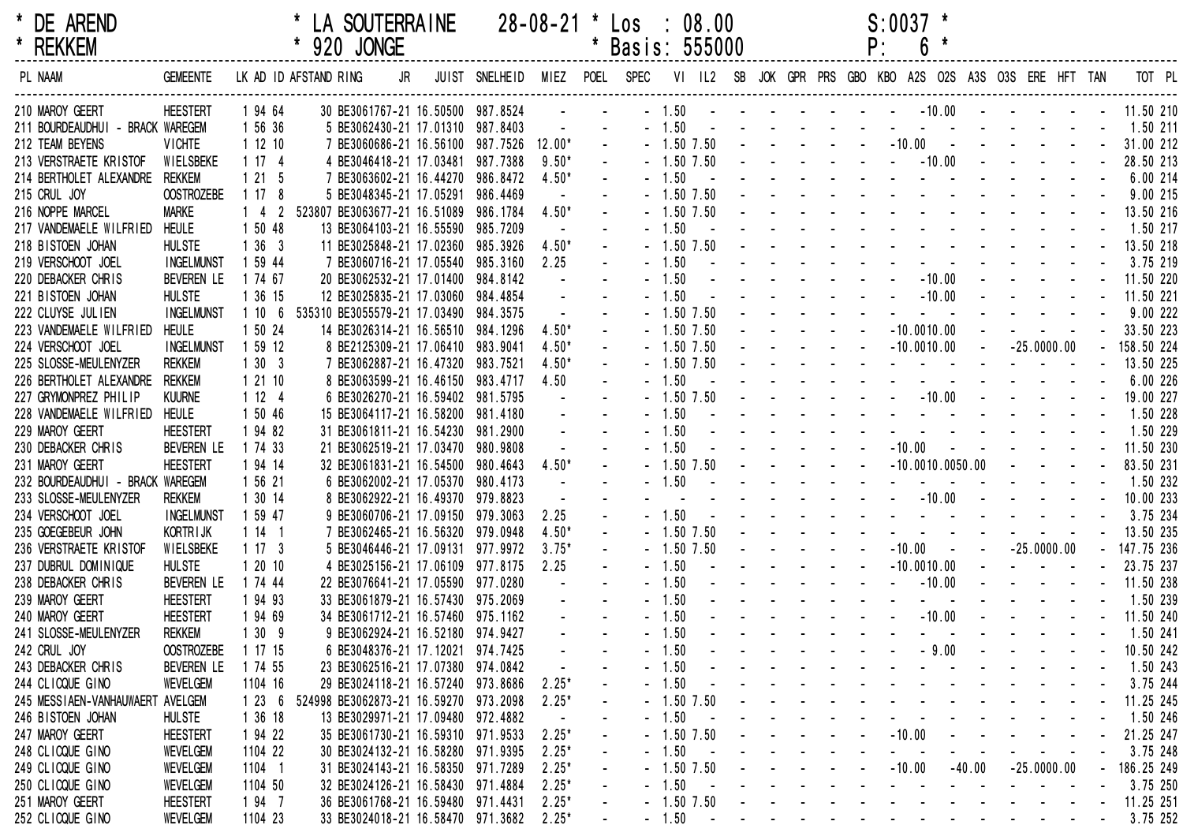\* DE AREND \* LA SOUTERRAINE 28-08-21 \* Los : 08.00 S:0037 \*
\* REKKEM \* 920 JONGE \* Basis: 555000 P: 6 \*

| PL | NAAM | GEMEENTE | LK | AD | ID | AFSTAND | RING | JR | JUIST | SNELHEID | MIEZ | POEL | SPEC | VI | IL2 | SB | JOK | GPR | PRS | GBO | KBO | A2S | O2S | A3S | O3S | ERE | HFT | TAN | TOT | PL |
|---|---|---|---|---|---|---|---|---|---|---|---|---|---|---|---|---|---|---|---|---|---|---|---|---|---|---|---|---|---|---|
| 210 | MAROY GEERT | HEESTERT | 1 | 94 | 64 | 30 | BE3061767 | 21 | 16.50500 | 987.8524 | - | - | - | 1.50 | - | - | - | - | - | - | - | - | -10.00 | - | - | - | - | - | 11.50 | 210 |
| 211 | BOURDEAUDHUI - BRACK | WAREGEM | 1 | 56 | 36 | 5 | BE3062430 | 21 | 17.01310 | 987.8403 | - | - | - | 1.50 | - | - | - | - | - | - | - | - | - | - | - | - | - | - | 1.50 | 211 |
| 212 | TEAM BEYENS | VICHTE | 1 | 12 | 10 | 7 | BE3060686 | 21 | 16.56100 | 987.7526 | 12.00* | - | - | 1.50 | 7.50 | - | - | - | - | - | - | -10.00 | - | - | - | - | - | - | 31.00 | 212 |
| 213 | VERSTRAETE KRISTOF | WIELSBEKE | 1 | 17 | 4 | 4 | BE3046418 | 21 | 17.03481 | 987.7388 | 9.50* | - | - | 1.50 | 7.50 | - | - | - | - | - | - | - | -10.00 | - | - | - | - | - | 28.50 | 213 |
| 214 | BERTHOLET ALEXANDRE | REKKEM | 1 | 21 | 5 | 7 | BE3063602 | 21 | 16.44270 | 986.8472 | 4.50* | - | - | 1.50 | - | - | - | - | - | - | - | - | - | - | - | - | - | - | 6.00 | 214 |
| 215 | CRUL JOY | OOSTROZEBE | 1 | 17 | 8 | 5 | BE3048345 | 21 | 17.05291 | 986.4469 | - | - | - | 1.50 | 7.50 | - | - | - | - | - | - | - | - | - | - | - | - | - | 9.00 | 215 |
| 216 | NOPPE MARCEL | MARKE | 1 | 4 | 2 | 523807 | BE3063677 | 21 | 16.51089 | 986.1784 | 4.50* | - | - | 1.50 | 7.50 | - | - | - | - | - | - | - | - | - | - | - | - | - | 13.50 | 216 |
| 217 | VANDEMAELE WILFRIED | HEULE | 1 | 50 | 48 | 13 | BE3064103 | 21 | 16.55590 | 985.7209 | - | - | - | 1.50 | - | - | - | - | - | - | - | - | - | - | - | - | - | - | 1.50 | 217 |
| 218 | BISTOEN JOHAN | HULSTE | 1 | 36 | 3 | 11 | BE3025848 | 21 | 17.02360 | 985.3926 | 4.50* | - | - | 1.50 | 7.50 | - | - | - | - | - | - | - | - | - | - | - | - | - | 13.50 | 218 |
| 219 | VERSCHOOT JOEL | INGELMUNST | 1 | 59 | 44 | 7 | BE3060716 | 21 | 17.05540 | 985.3160 | 2.25 | - | - | 1.50 | - | - | - | - | - | - | - | - | - | - | - | - | - | - | 3.75 | 219 |
| 220 | DEBACKER CHRIS | BEVEREN LE | 1 | 74 | 67 | 20 | BE3062532 | 21 | 17.01400 | 984.8142 | - | - | - | 1.50 | - | - | - | - | - | - | - | - | -10.00 | - | - | - | - | - | 11.50 | 220 |
| 221 | BISTOEN JOHAN | HULSTE | 1 | 36 | 15 | 12 | BE3025835 | 21 | 17.03060 | 984.4854 | - | - | - | 1.50 | - | - | - | - | - | - | - | - | -10.00 | - | - | - | - | - | 11.50 | 221 |
| 222 | CLUYSE JULIEN | INGELMUNST | 1 | 10 | 6 | 535310 | BE3055579 | 21 | 17.03490 | 984.3575 | - | - | - | 1.50 | 7.50 | - | - | - | - | - | - | - | - | - | - | - | - | - | 9.00 | 222 |
| 223 | VANDEMAELE WILFRIED | HEULE | 1 | 50 | 24 | 14 | BE3026314 | 21 | 16.56510 | 984.1296 | 4.50* | - | - | 1.50 | 7.50 | - | - | - | - | - | - | -10.00 | 10.00 | - | - | - | - | - | 33.50 | 223 |
| 224 | VERSCHOOT JOEL | INGELMUNST | 1 | 59 | 12 | 8 | BE2125309 | 21 | 17.06410 | 983.9041 | 4.50* | - | - | 1.50 | 7.50 | - | - | - | - | - | - | -10.00 | 10.00 | - | -25.00 | 00.00 | - | - | 158.50 | 224 |
| 225 | SLOSSE-MEULENYZER | REKKEM | 1 | 30 | 3 | 7 | BE3062887 | 21 | 16.47320 | 983.7521 | 4.50* | - | - | 1.50 | 7.50 | - | - | - | - | - | - | - | - | - | - | - | - | - | 13.50 | 225 |
| 226 | BERTHOLET ALEXANDRE | REKKEM | 1 | 21 | 10 | 8 | BE3063599 | 21 | 16.46150 | 983.4717 | 4.50 | - | - | 1.50 | - | - | - | - | - | - | - | - | - | - | - | - | - | - | 6.00 | 226 |
| 227 | GRYMONPREZ PHILIP | KUURNE | 1 | 12 | 4 | 6 | BE3026270 | 21 | 16.59402 | 981.5795 | - | - | - | 1.50 | 7.50 | - | - | - | - | - | - | - | -10.00 | - | - | - | - | - | 19.00 | 227 |
| 228 | VANDEMAELE WILFRIED | HEULE | 1 | 50 | 46 | 15 | BE3064117 | 21 | 16.58200 | 981.4180 | - | - | - | 1.50 | - | - | - | - | - | - | - | - | - | - | - | - | - | - | 1.50 | 228 |
| 229 | MAROY GEERT | HEESTERT | 1 | 94 | 82 | 31 | BE3061811 | 21 | 16.54230 | 981.2900 | - | - | - | 1.50 | - | - | - | - | - | - | - | - | - | - | - | - | - | - | 1.50 | 229 |
| 230 | DEBACKER CHRIS | BEVEREN LE | 1 | 74 | 33 | 21 | BE3062519 | 21 | 17.03470 | 980.9808 | - | - | - | 1.50 | - | - | - | - | - | - | - | -10.00 | - | - | - | - | - | - | 11.50 | 230 |
| 231 | MAROY GEERT | HEESTERT | 1 | 94 | 14 | 32 | BE3061831 | 21 | 16.54500 | 980.4643 | 4.50* | - | - | 1.50 | 7.50 | - | - | - | - | - | - | -10.00 | 10.00 | 50.00 | - | - | - | - | 83.50 | 231 |
| 232 | BOURDEAUDHUI - BRACK | WAREGEM | 1 | 56 | 21 | 6 | BE3062002 | 21 | 17.05370 | 980.4173 | - | - | - | 1.50 | - | - | - | - | - | - | - | - | - | - | - | - | - | - | 1.50 | 232 |
| 233 | SLOSSE-MEULENYZER | REKKEM | 1 | 30 | 14 | 8 | BE3062922 | 21 | 16.49370 | 979.8823 | - | - | - | - | - | - | - | - | - | - | - | - | -10.00 | - | - | - | - | - | 10.00 | 233 |
| 234 | VERSCHOOT JOEL | INGELMUNST | 1 | 59 | 47 | 9 | BE3060706 | 21 | 17.09150 | 979.3063 | 2.25 | - | - | 1.50 | - | - | - | - | - | - | - | - | - | - | - | - | - | - | 3.75 | 234 |
| 235 | GOEGEBEUR JOHN | KORTRIJK | 1 | 14 | 1 | 7 | BE3062465 | 21 | 16.56320 | 979.0948 | 4.50* | - | - | 1.50 | 7.50 | - | - | - | - | - | - | - | - | - | - | - | - | - | 13.50 | 235 |
| 236 | VERSTRAETE KRISTOF | WIELSBEKE | 1 | 17 | 3 | 5 | BE3046446 | 21 | 17.09131 | 977.9972 | 3.75* | - | - | 1.50 | 7.50 | - | - | - | - | - | - | -10.00 | - | - | -25.00 | 00.00 | - | - | 147.75 | 236 |
| 237 | DUBRUL DOMINIQUE | HULSTE | 1 | 20 | 10 | 4 | BE3025156 | 21 | 17.06109 | 977.8175 | 2.25 | - | - | 1.50 | - | - | - | - | - | - | - | -10.00 | 10.00 | - | - | - | - | - | 23.75 | 237 |
| 238 | DEBACKER CHRIS | BEVEREN LE | 1 | 74 | 44 | 22 | BE3076641 | 21 | 17.05590 | 977.0280 | - | - | - | 1.50 | - | - | - | - | - | - | - | - | -10.00 | - | - | - | - | - | 11.50 | 238 |
| 239 | MAROY GEERT | HEESTERT | 1 | 94 | 93 | 33 | BE3061879 | 21 | 16.57430 | 975.2069 | - | - | - | 1.50 | - | - | - | - | - | - | - | - | - | - | - | - | - | - | 1.50 | 239 |
| 240 | MAROY GEERT | HEESTERT | 1 | 94 | 69 | 34 | BE3061712 | 21 | 16.57460 | 975.1162 | - | - | - | 1.50 | - | - | - | - | - | - | - | - | -10.00 | - | - | - | - | - | 11.50 | 240 |
| 241 | SLOSSE-MEULENYZER | REKKEM | 1 | 30 | 9 | 9 | BE3062924 | 21 | 16.52180 | 974.9427 | - | - | - | 1.50 | - | - | - | - | - | - | - | - | - | - | - | - | - | - | 1.50 | 241 |
| 242 | CRUL JOY | OOSTROZEBE | 1 | 17 | 15 | 6 | BE3048376 | 21 | 17.12021 | 974.7425 | - | - | - | 1.50 | - | - | - | - | - | - | - | - | -9.00 | - | - | - | - | - | 10.50 | 242 |
| 243 | DEBACKER CHRIS | BEVEREN LE | 1 | 74 | 55 | 23 | BE3062516 | 21 | 17.07380 | 974.0842 | - | - | - | 1.50 | - | - | - | - | - | - | - | - | - | - | - | - | - | - | 1.50 | 243 |
| 244 | CLICQUE GINO | WEVELGEM | 1 | 104 | 16 | 29 | BE3024118 | 21 | 16.57240 | 973.8686 | 2.25* | - | - | 1.50 | - | - | - | - | - | - | - | - | - | - | - | - | - | - | 3.75 | 244 |
| 245 | MESSIAEN-VANHAUWAERT | AVELGEM | 1 | 23 | 6 | 524998 | BE3062873 | 21 | 16.59270 | 973.2098 | 2.25* | - | - | 1.50 | 7.50 | - | - | - | - | - | - | - | - | - | - | - | - | - | 11.25 | 245 |
| 246 | BISTOEN JOHAN | HULSTE | 1 | 36 | 18 | 13 | BE3029971 | 21 | 17.09480 | 972.4882 | - | - | - | 1.50 | - | - | - | - | - | - | - | - | - | - | - | - | - | - | 1.50 | 246 |
| 247 | MAROY GEERT | HEESTERT | 1 | 94 | 22 | 35 | BE3061730 | 21 | 16.59310 | 971.9533 | 2.25* | - | - | 1.50 | 7.50 | - | - | - | - | - | - | -10.00 | - | - | - | - | - | - | 21.25 | 247 |
| 248 | CLICQUE GINO | WEVELGEM | 1 | 104 | 22 | 30 | BE3024132 | 21 | 16.58280 | 971.9395 | 2.25* | - | - | 1.50 | - | - | - | - | - | - | - | - | - | - | - | - | - | - | 3.75 | 248 |
| 249 | CLICQUE GINO | WEVELGEM | 1 | 104 | 1 | 31 | BE3024143 | 21 | 16.58350 | 971.7289 | 2.25* | - | - | 1.50 | 7.50 | - | - | - | - | - | - | -10.00 | - | -40.00 | -25.00 | 00.00 | - | - | 186.25 | 249 |
| 250 | CLICQUE GINO | WEVELGEM | 1 | 104 | 50 | 32 | BE3024126 | 21 | 16.58430 | 971.4884 | 2.25* | - | - | 1.50 | - | - | - | - | - | - | - | - | - | - | - | - | - | - | 3.75 | 250 |
| 251 | MAROY GEERT | HEESTERT | 1 | 94 | 7 | 36 | BE3061768 | 21 | 16.59480 | 971.4431 | 2.25* | - | - | 1.50 | 7.50 | - | - | - | - | - | - | - | - | - | - | - | - | - | 11.25 | 251 |
| 252 | CLICQUE GINO | WEVELGEM | 1 | 104 | 23 | 33 | BE3024018 | 21 | 16.58470 | 971.3682 | 2.25* | - | - | 1.50 | - | - | - | - | - | - | - | - | - | - | - | - | - | - | 3.75 | 252 |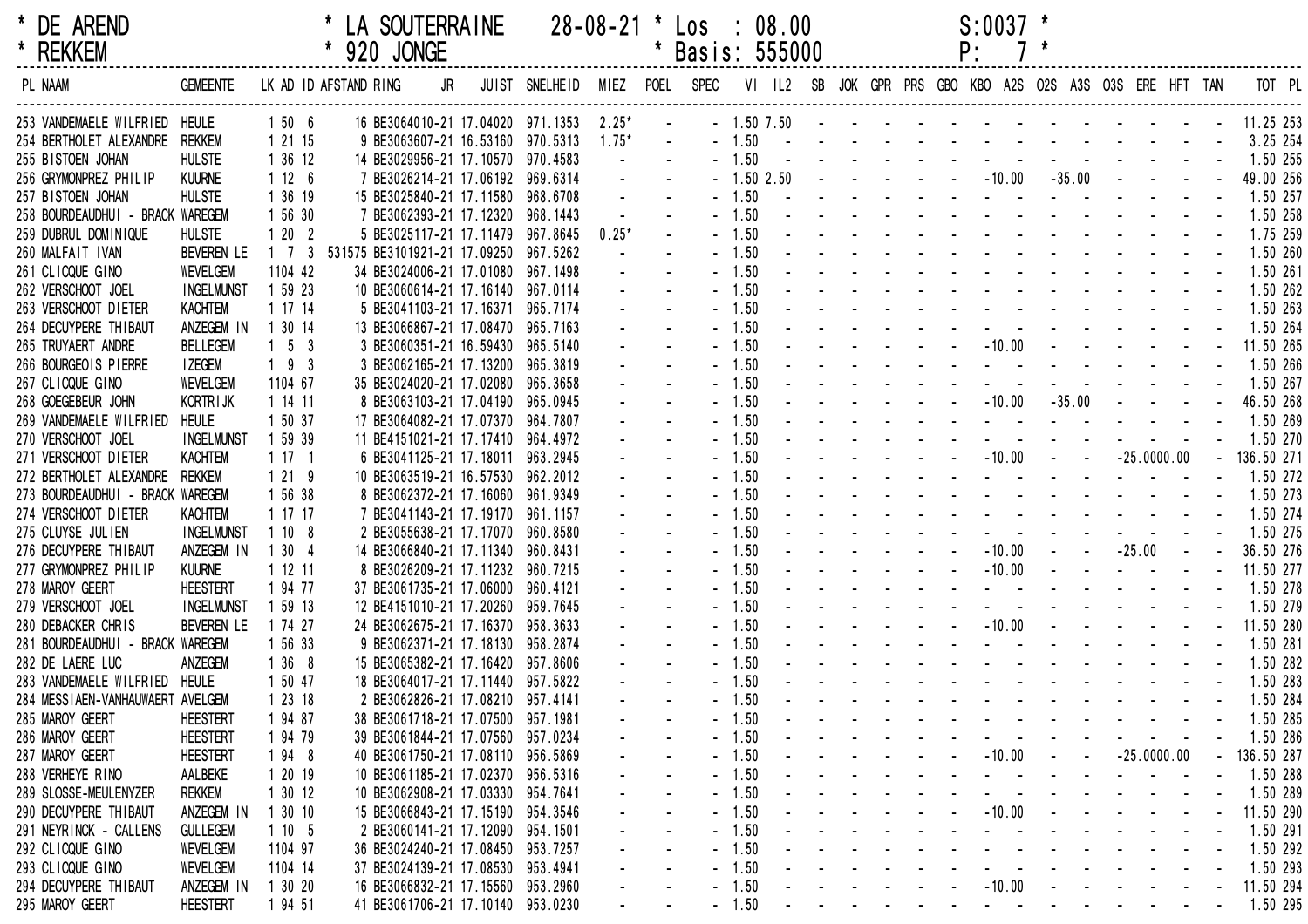# * DE AREND * REKKEM

**\* LA SOUTERRAINE 28-08-21 \* 920 JONGE**

**\* Los : 08.00 \* Basis: 555000**

**S:0037 \* P: 7 \***

| PL | NAAM | GEMEENTE | LK | AD | ID | AFSTAND | RING | JR | JUIST | SNELHEID | MIEZ | POEL | SPEC | VI | IL2 | SB | JOK | GPR | PRS | GBO | KBO | A2S | O2S | A3S | O3S | ERE | HFT | TAN | TOT | PL |
|---|---|---|---|---|---|---|---|---|---|---|---|---|---|---|---|---|---|---|---|---|---|---|---|---|---|---|---|---|---|---|
| 253 | VANDEMAELE WILFRIED | HEULE | 1 | 50 | 6 | 16 | BE3064010-21 | | 17.04020 | 971.1353 | 2.25* | - | - | 1.50 | 7.50 | - | - | - | - | - | - | - | - | - | - | - | - | - | 11.25 | 253 |
| 254 | BERTHOLET ALEXANDRE | REKKEM | 1 | 21 | 15 | 9 | BE3063607-21 | | 16.53160 | 970.5313 | 1.75* | - | - | 1.50 | - | - | - | - | - | - | - | - | - | - | - | - | - | - | 3.25 | 254 |
| 255 | BISTOEN JOHAN | HULSTE | 1 | 36 | 12 | 14 | BE3029956-21 | | 17.10570 | 970.4583 | - | - | - | 1.50 | - | - | - | - | - | - | - | - | - | - | - | - | - | - | 1.50 | 255 |
| 256 | GRYMONPREZ PHILIP | KUURNE | 1 | 12 | 6 | 7 | BE3026214-21 | | 17.06192 | 969.6314 | - | - | - | 1.50 | 2.50 | - | - | - | - | - | - | -10.00 | - | -35.00 | - | - | - | - | 49.00 | 256 |
| 257 | BISTOEN JOHAN | HULSTE | 1 | 36 | 19 | 15 | BE3025840-21 | | 17.11580 | 968.6708 | - | - | - | 1.50 | - | - | - | - | - | - | - | - | - | - | - | - | - | - | 1.50 | 257 |
| 258 | BOURDEAUDHUI - BRACK | WAREGEM | 1 | 56 | 30 | 7 | BE3062393-21 | | 17.12320 | 968.1443 | - | - | - | 1.50 | - | - | - | - | - | - | - | - | - | - | - | - | - | - | 1.50 | 258 |
| 259 | DUBRUL DOMINIQUE | HULSTE | 1 | 20 | 2 | 5 | BE3025117-21 | | 17.11479 | 967.8645 | 0.25* | - | - | 1.50 | - | - | - | - | - | - | - | - | - | - | - | - | - | - | 1.75 | 259 |
| 260 | MALFAIT IVAN | BEVEREN LE | 1 | 7 | 3 | 531575 | BE3101921-21 | | 17.09250 | 967.5262 | - | - | - | 1.50 | - | - | - | - | - | - | - | - | - | - | - | - | - | - | 1.50 | 260 |
| 261 | CLICQUE GINO | WEVELGEM | 1 | 104 | 42 | 34 | BE3024006-21 | | 17.01080 | 967.1498 | - | - | - | 1.50 | - | - | - | - | - | - | - | - | - | - | - | - | - | - | 1.50 | 261 |
| 262 | VERSCHOOT JOEL | INGELMUNST | 1 | 59 | 23 | 10 | BE3060614-21 | | 17.16140 | 967.0114 | - | - | - | 1.50 | - | - | - | - | - | - | - | - | - | - | - | - | - | - | 1.50 | 262 |
| 263 | VERSCHOOT DIETER | KACHTEM | 1 | 17 | 14 | 5 | BE3041103-21 | | 17.16371 | 965.7174 | - | - | - | 1.50 | - | - | - | - | - | - | - | - | - | - | - | - | - | - | 1.50 | 263 |
| 264 | DECUYPERE THIBAUT | ANZEGEM IN | 1 | 30 | 14 | 13 | BE3066867-21 | | 17.08470 | 965.7163 | - | - | - | 1.50 | - | - | - | - | - | - | - | - | - | - | - | - | - | - | 1.50 | 264 |
| 265 | TRUYAERT ANDRE | BELLEGEM | 1 | 5 | 3 | 3 | BE3060351-21 | | 16.59430 | 965.5140 | - | - | - | 1.50 | - | - | - | - | - | - | - | -10.00 | - | - | - | - | - | - | 11.50 | 265 |
| 266 | BOURGEOIS PIERRE | IZEGEM | 1 | 9 | 3 | 3 | BE3062165-21 | | 17.13200 | 965.3819 | - | - | - | 1.50 | - | - | - | - | - | - | - | - | - | - | - | - | - | - | 1.50 | 266 |
| 267 | CLICQUE GINO | WEVELGEM | 1 | 104 | 67 | 35 | BE3024020-21 | | 17.02080 | 965.3658 | - | - | - | 1.50 | - | - | - | - | - | - | - | - | - | - | - | - | - | - | 1.50 | 267 |
| 268 | GOEGEBEUR JOHN | KORTRIJK | 1 | 14 | 11 | 8 | BE3063103-21 | | 17.04190 | 965.0945 | - | - | - | 1.50 | - | - | - | - | - | - | - | -10.00 | - | -35.00 | - | - | - | - | 46.50 | 268 |
| 269 | VANDEMAELE WILFRIED | HEULE | 1 | 50 | 37 | 17 | BE3064082-21 | | 17.07370 | 964.7807 | - | - | - | 1.50 | - | - | - | - | - | - | - | - | - | - | - | - | - | - | 1.50 | 269 |
| 270 | VERSCHOOT JOEL | INGELMUNST | 1 | 59 | 39 | 11 | BE4151021-21 | | 17.17410 | 964.4972 | - | - | - | 1.50 | - | - | - | - | - | - | - | - | - | - | - | - | - | - | 1.50 | 270 |
| 271 | VERSCHOOT DIETER | KACHTEM | 1 | 17 | 1 | 6 | BE3041125-21 | | 17.18011 | 963.2945 | - | - | - | 1.50 | - | - | - | - | - | - | - | -10.00 | - | - | | -25.00 | 00.00 | - | 136.50 | 271 |
| 272 | BERTHOLET ALEXANDRE | REKKEM | 1 | 21 | 9 | 10 | BE3063519-21 | | 16.57530 | 962.2012 | - | - | - | 1.50 | - | - | - | - | - | - | - | - | - | - | - | - | - | - | 1.50 | 272 |
| 273 | BOURDEAUDHUI - BRACK | WAREGEM | 1 | 56 | 38 | 8 | BE3062372-21 | | 17.16060 | 961.9349 | - | - | - | 1.50 | - | - | - | - | - | - | - | - | - | - | - | - | - | - | 1.50 | 273 |
| 274 | VERSCHOOT DIETER | KACHTEM | 1 | 17 | 17 | 7 | BE3041143-21 | | 17.19170 | 961.1157 | - | - | - | 1.50 | - | - | - | - | - | - | - | - | - | - | - | - | - | - | 1.50 | 274 |
| 275 | CLUYSE JULIEN | INGELMUNST | 1 | 10 | 8 | 2 | BE3055638-21 | | 17.17070 | 960.8580 | - | - | - | 1.50 | - | - | - | - | - | - | - | - | - | - | - | - | - | - | 1.50 | 275 |
| 276 | DECUYPERE THIBAUT | ANZEGEM IN | 1 | 30 | 4 | 14 | BE3066840-21 | | 17.11340 | 960.8431 | - | - | - | 1.50 | - | - | - | - | - | - | - | -10.00 | - | - | - | -25.00 | - | - | 36.50 | 276 |
| 277 | GRYMONPREZ PHILIP | KUURNE | 1 | 12 | 11 | 8 | BE3026209-21 | | 17.11232 | 960.7215 | - | - | - | 1.50 | - | - | - | - | - | - | - | -10.00 | - | - | - | - | - | - | 11.50 | 277 |
| 278 | MAROY GEERT | HEESTERT | 1 | 94 | 77 | 37 | BE3061735-21 | | 17.06000 | 960.4121 | - | - | - | 1.50 | - | - | - | - | - | - | - | - | - | - | - | - | - | - | 1.50 | 278 |
| 279 | VERSCHOOT JOEL | INGELMUNST | 1 | 59 | 13 | 12 | BE4151010-21 | | 17.20260 | 959.7645 | - | - | - | 1.50 | - | - | - | - | - | - | - | - | - | - | - | - | - | - | 1.50 | 279 |
| 280 | DEBACKER CHRIS | BEVEREN LE | 1 | 74 | 27 | 24 | BE3062675-21 | | 17.16370 | 958.3633 | - | - | - | 1.50 | - | - | - | - | - | - | - | -10.00 | - | - | - | - | - | - | 11.50 | 280 |
| 281 | BOURDEAUDHUI - BRACK | WAREGEM | 1 | 56 | 33 | 9 | BE3062371-21 | | 17.18130 | 958.2874 | - | - | - | 1.50 | - | - | - | - | - | - | - | - | - | - | - | - | - | - | 1.50 | 281 |
| 282 | DE LAERE LUC | ANZEGEM | 1 | 36 | 8 | 15 | BE3065382-21 | | 17.16420 | 957.8606 | - | - | - | 1.50 | - | - | - | - | - | - | - | - | - | - | - | - | - | - | 1.50 | 282 |
| 283 | VANDEMAELE WILFRIED | HEULE | 1 | 50 | 47 | 18 | BE3064017-21 | | 17.11440 | 957.5822 | - | - | - | 1.50 | - | - | - | - | - | - | - | - | - | - | - | - | - | - | 1.50 | 283 |
| 284 | MESSIAEN-VANHAUWAERT | AVELGEM | 1 | 23 | 18 | 2 | BE3062826-21 | | 17.08210 | 957.4141 | - | - | - | 1.50 | - | - | - | - | - | - | - | - | - | - | - | - | - | - | 1.50 | 284 |
| 285 | MAROY GEERT | HEESTERT | 1 | 94 | 87 | 38 | BE3061718-21 | | 17.07500 | 957.1981 | - | - | - | 1.50 | - | - | - | - | - | - | - | - | - | - | - | - | - | - | 1.50 | 285 |
| 286 | MAROY GEERT | HEESTERT | 1 | 94 | 79 | 39 | BE3061844-21 | | 17.07560 | 957.0234 | - | - | - | 1.50 | - | - | - | - | - | - | - | - | - | - | - | - | - | - | 1.50 | 286 |
| 287 | MAROY GEERT | HEESTERT | 1 | 94 | 8 | 40 | BE3061750-21 | | 17.08110 | 956.5869 | - | - | - | 1.50 | - | - | - | - | - | - | - | -10.00 | - | - | | -25.00 | 00.00 | - | 136.50 | 287 |
| 288 | VERHEYE RINO | AALBEKE | 1 | 20 | 19 | 10 | BE3061185-21 | | 17.02370 | 956.5316 | - | - | - | 1.50 | - | - | - | - | - | - | - | - | - | - | - | - | - | - | 1.50 | 288 |
| 289 | SLOSSE-MEULENYZER | REKKEM | 1 | 30 | 12 | 10 | BE3062908-21 | | 17.03330 | 954.7641 | - | - | - | 1.50 | - | - | - | - | - | - | - | - | - | - | - | - | - | - | 1.50 | 289 |
| 290 | DECUYPERE THIBAUT | ANZEGEM IN | 1 | 30 | 10 | 15 | BE3066843-21 | | 17.15190 | 954.3546 | - | - | - | 1.50 | - | - | - | - | - | - | - | -10.00 | - | - | - | - | - | - | 11.50 | 290 |
| 291 | NEYRINCK - CALLENS | GULLEGEM | 1 | 10 | 5 | 2 | BE3060141-21 | | 17.12090 | 954.1501 | - | - | - | 1.50 | - | - | - | - | - | - | - | - | - | - | - | - | - | - | 1.50 | 291 |
| 292 | CLICQUE GINO | WEVELGEM | 1 | 104 | 97 | 36 | BE3024240-21 | | 17.08450 | 953.7257 | - | - | - | 1.50 | - | - | - | - | - | - | - | - | - | - | - | - | - | - | 1.50 | 292 |
| 293 | CLICQUE GINO | WEVELGEM | 1 | 104 | 14 | 37 | BE3024139-21 | | 17.08530 | 953.4941 | - | - | - | 1.50 | - | - | - | - | - | - | - | - | - | - | - | - | - | - | 1.50 | 293 |
| 294 | DECUYPERE THIBAUT | ANZEGEM IN | 1 | 30 | 20 | 16 | BE3066832-21 | | 17.15560 | 953.2960 | - | - | - | 1.50 | - | - | - | - | - | - | - | -10.00 | - | - | - | - | - | - | 11.50 | 294 |
| 295 | MAROY GEERT | HEESTERT | 1 | 94 | 51 | 41 | BE3061706-21 | | 17.10140 | 953.0230 | - | - | - | 1.50 | - | - | - | - | - | - | - | - | - | - | - | - | - | - | 1.50 | 295 |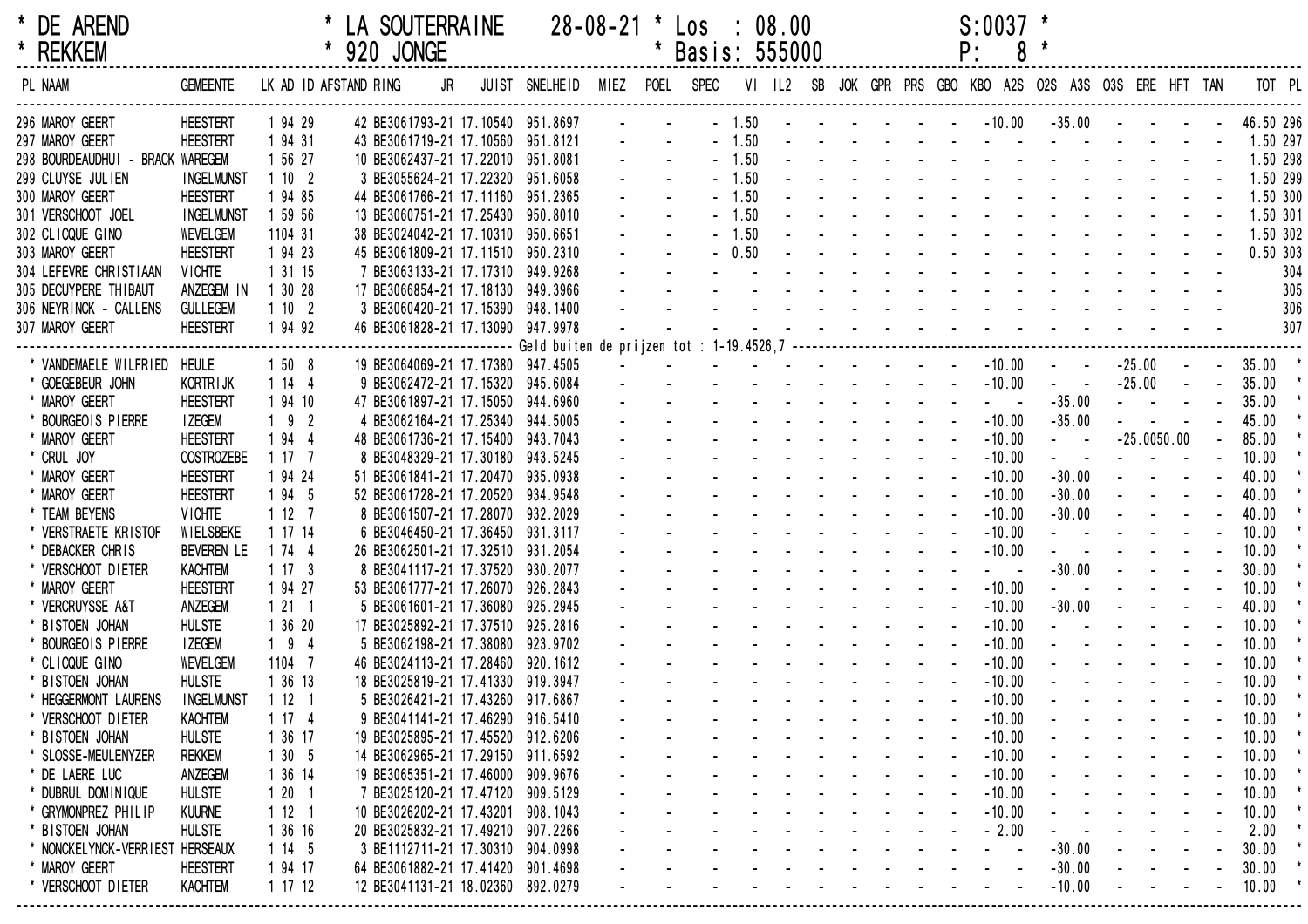* DE AREND * LA SOUTERRAINE 28-08-21 * Los : 08.00 S:0037 *
* REKKEM * 920 JONGE * Basis: 555000 P: 8 *

| PL | NAAM | GEMEENTE | LK | AD | ID | AFSTAND | RING | JR | JUIST | SNELHEID | MIEZ | POEL | SPEC | VI | IL2 | SB | JOK | GPR | PRS | GBO | KBO | A2S | O2S | A3S | O3S | ERE | HFT | TAN | TOT | PL |
|---|---|---|---|---|---|---|---|---|---|---|---|---|---|---|---|---|---|---|---|---|---|---|---|---|---|---|---|---|---|---|
| 296 | MAROY GEERT | HEESTERT | 1 | 94 | 29 | 42 | BE3061793-21 | | 17.10540 | 951.8697 | - | - | - | 1.50 | - | - | - | - | - | - | - | -10.00 | | -35.00 | - | - | - | | 46.50 | 296 |
| 297 | MAROY GEERT | HEESTERT | 1 | 94 | 31 | 43 | BE3061719-21 | | 17.10560 | 951.8121 | - | - | - | 1.50 | - | - | - | - | - | - | - | - | - | - | - | - | - | | 1.50 | 297 |
| 298 | BOURDEAUDHUI - BRACK | WAREGEM | 1 | 56 | 27 | 10 | BE3062437-21 | | 17.22010 | 951.8081 | - | - | - | 1.50 | - | - | - | - | - | - | - | - | - | - | - | - | - | | 1.50 | 298 |
| 299 | CLUYSE JULIEN | INGELMUNST | 1 | 10 | 2 | 3 | BE3055624-21 | | 17.22320 | 951.6058 | - | - | - | 1.50 | - | - | - | - | - | - | - | - | - | - | - | - | - | | 1.50 | 299 |
| 300 | MAROY GEERT | HEESTERT | 1 | 94 | 85 | 44 | BE3061766-21 | | 17.11160 | 951.2365 | - | - | - | 1.50 | - | - | - | - | - | - | - | - | - | - | - | - | - | | 1.50 | 300 |
| 301 | VERSCHOOT JOEL | INGELMUNST | 1 | 59 | 56 | 13 | BE3060751-21 | | 17.25430 | 950.8010 | - | - | - | 1.50 | - | - | - | - | - | - | - | - | - | - | - | - | - | | 1.50 | 301 |
| 302 | CLICQUE GINO | WEVELGEM | 1 | 104 | 31 | 38 | BE3024042-21 | | 17.10310 | 950.6651 | - | - | - | 1.50 | - | - | - | - | - | - | - | - | - | - | - | - | - | | 1.50 | 302 |
| 303 | MAROY GEERT | HEESTERT | 1 | 94 | 23 | 45 | BE3061809-21 | | 17.11510 | 950.2310 | - | - | - | 0.50 | - | - | - | - | - | - | - | - | - | - | - | - | - | | 0.50 | 303 |
| 304 | LEFEVRE CHRISTIAAN | VICHTE | 1 | 31 | 15 | 7 | BE3063133-21 | | 17.17310 | 949.9268 | - | - | - | - | - | - | - | - | - | - | - | - | - | - | - | - | - | | | 304 |
| 305 | DECUYPERE THIBAUT | ANZEGEM IN | 1 | 30 | 28 | 17 | BE3066854-21 | | 17.18130 | 949.3966 | - | - | - | - | - | - | - | - | - | - | - | - | - | - | - | - | - | | | 305 |
| 306 | NEYRINCK - CALLENS | GULLEGEM | 1 | 10 | 2 | 3 | BE3060420-21 | | 17.15390 | 948.1400 | - | - | - | - | - | - | - | - | - | - | - | - | - | - | - | - | - | | | 306 |
| 307 | MAROY GEERT | HEESTERT | 1 | 94 | 92 | 46 | BE3061828-21 | | 17.13090 | 947.9978 | - | - | - | - | - | - | - | - | - | - | - | - | - | - | - | - | - | | | 307 |
| | Geld buiten de prijzen tot : 1-19.4526,7 | | | | | | | | | | | | | | | | | | | | | | | | | | | | | |
| * | VANDEMAELE WILFRIED | HEULE | 1 | 50 | 8 | 19 | BE3064069-21 | | 17.17380 | 947.4505 | - | - | - | - | - | - | - | - | - | - | - | -10.00 | - | - | -25.00 | - | - | | 35.00 | * |
| * | GOEGEBEUR JOHN | KORTRIJK | 1 | 14 | 4 | 9 | BE3062472-21 | | 17.15320 | 945.6084 | - | - | - | - | - | - | - | - | - | - | - | -10.00 | - | - | -25.00 | - | - | | 35.00 | * |
| * | MAROY GEERT | HEESTERT | 1 | 94 | 10 | 47 | BE3061897-21 | | 17.15050 | 944.6960 | - | - | - | - | - | - | - | - | - | - | - | - | - | -35.00 | - | - | - | | 35.00 | * |
| * | BOURGEOIS PIERRE | IZEGEM | 1 | 9 | 2 | 4 | BE3062164-21 | | 17.25340 | 944.5005 | - | - | - | - | - | - | - | - | - | - | - | -10.00 | | -35.00 | - | - | - | | 45.00 | * |
| * | MAROY GEERT | HEESTERT | 1 | 94 | 4 | 48 | BE3061736-21 | | 17.15400 | 943.7043 | - | - | - | - | - | - | - | - | - | - | - | -10.00 | - | - | -25.00 | 50.00 | - | | 85.00 | * |
| * | CRUL JOY | OOSTROZEBE | 1 | 17 | 7 | 8 | BE3048329-21 | | 17.30180 | 943.5245 | - | - | - | - | - | - | - | - | - | - | - | -10.00 | - | - | - | - | - | | 10.00 | * |
| * | MAROY GEERT | HEESTERT | 1 | 94 | 24 | 51 | BE3061841-21 | | 17.20470 | 935.0938 | - | - | - | - | - | - | - | - | - | - | - | -10.00 | | -30.00 | - | - | - | | 40.00 | * |
| * | MAROY GEERT | HEESTERT | 1 | 94 | 5 | 52 | BE3061728-21 | | 17.20520 | 934.9548 | - | - | - | - | - | - | - | - | - | - | - | -10.00 | | -30.00 | - | - | - | | 40.00 | * |
| * | TEAM BEYENS | VICHTE | 1 | 12 | 7 | 8 | BE3061507-21 | | 17.28070 | 932.2029 | - | - | - | - | - | - | - | - | - | - | - | -10.00 | | -30.00 | - | - | - | | 40.00 | * |
| * | VERSTRAETE KRISTOF | WIELSBEKE | 1 | 17 | 14 | 6 | BE3046450-21 | | 17.36450 | 931.3117 | - | - | - | - | - | - | - | - | - | - | - | -10.00 | - | - | - | - | - | | 10.00 | * |
| * | DEBACKER CHRIS | BEVEREN LE | 1 | 74 | 4 | 26 | BE3062501-21 | | 17.32510 | 931.2054 | - | - | - | - | - | - | - | - | - | - | - | -10.00 | - | - | - | - | - | | 10.00 | * |
| * | VERSCHOOT DIETER | KACHTEM | 1 | 17 | 3 | 8 | BE3041117-21 | | 17.37520 | 930.2077 | - | - | - | - | - | - | - | - | - | - | - | - | - | -30.00 | - | - | - | | 30.00 | * |
| * | MAROY GEERT | HEESTERT | 1 | 94 | 27 | 53 | BE3061777-21 | | 17.26070 | 926.2843 | - | - | - | - | - | - | - | - | - | - | - | -10.00 | - | - | - | - | - | | 10.00 | * |
| * | VERCRUYSSE A&T | ANZEGEM | 1 | 21 | 1 | 5 | BE3061601-21 | | 17.36080 | 925.2945 | - | - | - | - | - | - | - | - | - | - | - | -10.00 | | -30.00 | - | - | - | | 40.00 | * |
| * | BISTOEN JOHAN | HULSTE | 1 | 36 | 20 | 17 | BE3025892-21 | | 17.37510 | 925.2816 | - | - | - | - | - | - | - | - | - | - | - | -10.00 | - | - | - | - | - | | 10.00 | * |
| * | BOURGEOIS PIERRE | IZEGEM | 1 | 9 | 4 | 5 | BE3062198-21 | | 17.38080 | 923.9702 | - | - | - | - | - | - | - | - | - | - | - | -10.00 | - | - | - | - | - | | 10.00 | * |
| * | CLICQUE GINO | WEVELGEM | 1 | 104 | 7 | 46 | BE3024113-21 | | 17.28460 | 920.1612 | - | - | - | - | - | - | - | - | - | - | - | -10.00 | - | - | - | - | - | | 10.00 | * |
| * | BISTOEN JOHAN | HULSTE | 1 | 36 | 13 | 18 | BE3025819-21 | | 17.41330 | 919.3947 | - | - | - | - | - | - | - | - | - | - | - | -10.00 | - | - | - | - | - | | 10.00 | * |
| * | HEGGERMONT LAURENS | INGELMUNST | 1 | 12 | 1 | 5 | BE3026421-21 | | 17.43260 | 917.6867 | - | - | - | - | - | - | - | - | - | - | - | -10.00 | - | - | - | - | - | | 10.00 | * |
| * | VERSCHOOT DIETER | KACHTEM | 1 | 17 | 4 | 9 | BE3041141-21 | | 17.46290 | 916.5410 | - | - | - | - | - | - | - | - | - | - | - | -10.00 | - | - | - | - | - | | 10.00 | * |
| * | BISTOEN JOHAN | HULSTE | 1 | 36 | 17 | 19 | BE3025895-21 | | 17.45520 | 912.6206 | - | - | - | - | - | - | - | - | - | - | - | -10.00 | - | - | - | - | - | | 10.00 | * |
| * | SLOSSE-MEULENYZER | REKKEM | 1 | 30 | 5 | 14 | BE3062965-21 | | 17.29150 | 911.6592 | - | - | - | - | - | - | - | - | - | - | - | -10.00 | - | - | - | - | - | | 10.00 | * |
| * | DE LAERE LUC | ANZEGEM | 1 | 36 | 14 | 19 | BE3065351-21 | | 17.46000 | 909.9676 | - | - | - | - | - | - | - | - | - | - | - | -10.00 | - | - | - | - | - | | 10.00 | * |
| * | DUBRUL DOMINIQUE | HULSTE | 1 | 20 | 1 | 7 | BE3025120-21 | | 17.47120 | 909.5129 | - | - | - | - | - | - | - | - | - | - | - | -10.00 | - | - | - | - | - | | 10.00 | * |
| * | GRYMONPREZ PHILIP | KUURNE | 1 | 12 | 1 | 10 | BE3026202-21 | | 17.43201 | 908.1043 | - | - | - | - | - | - | - | - | - | - | - | -10.00 | - | - | - | - | - | | 10.00 | * |
| * | BISTOEN JOHAN | HULSTE | 1 | 36 | 16 | 20 | BE3025832-21 | | 17.49210 | 907.2266 | - | - | - | - | - | - | - | - | - | - | - | - 2.00 | - | - | - | - | - | | 2.00 | * |
| * | NONCKELYNCK-VERRIEST | HERSEAUX | 1 | 14 | 5 | 3 | BE1112711-21 | | 17.30310 | 904.0998 | - | - | - | - | - | - | - | - | - | - | - | - | - | -30.00 | - | - | - | | 30.00 | * |
| * | MAROY GEERT | HEESTERT | 1 | 94 | 17 | 64 | BE3061882-21 | | 17.41420 | 901.4698 | - | - | - | - | - | - | - | - | - | - | - | - | - | -30.00 | - | - | - | | 30.00 | * |
| * | VERSCHOOT DIETER | KACHTEM | 1 | 17 | 12 | 12 | BE3041131-21 | | 18.02360 | 892.0279 | - | - | - | - | - | - | - | - | - | - | - | - | - | -10.00 | - | - | - | | 10.00 | * |